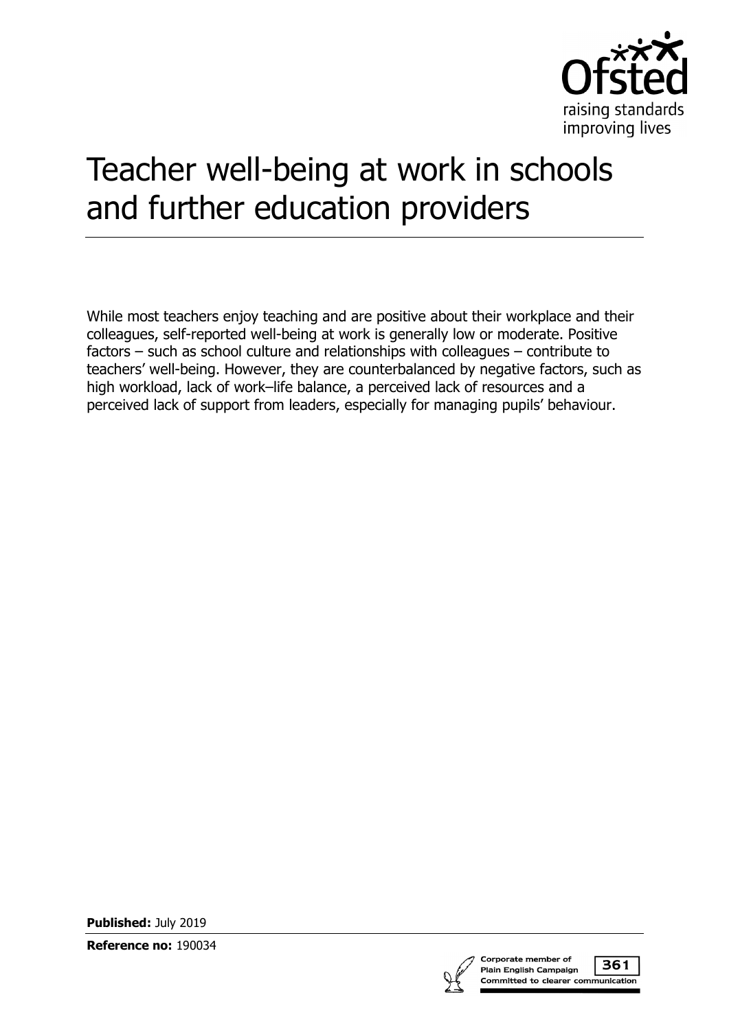Ofsted

raising standards
improving lives

# Teacher well-being at work in schools and further education providers

While most teachers enjoy teaching and are positive about their workplace and their colleagues, self-reported well-being at work is generally low or moderate. Positive factors – such as school culture and relationships with colleagues – contribute to teachers' well-being. However, they are counterbalanced by negative factors, such as high workload, lack of work–life balance, a perceived lack of resources and a perceived lack of support from leaders, especially for managing pupils' behaviour.

**Published:** July 2019

**Reference no:** 190034

Corporate member of Plain English Campaign 361 Committed to clearer communication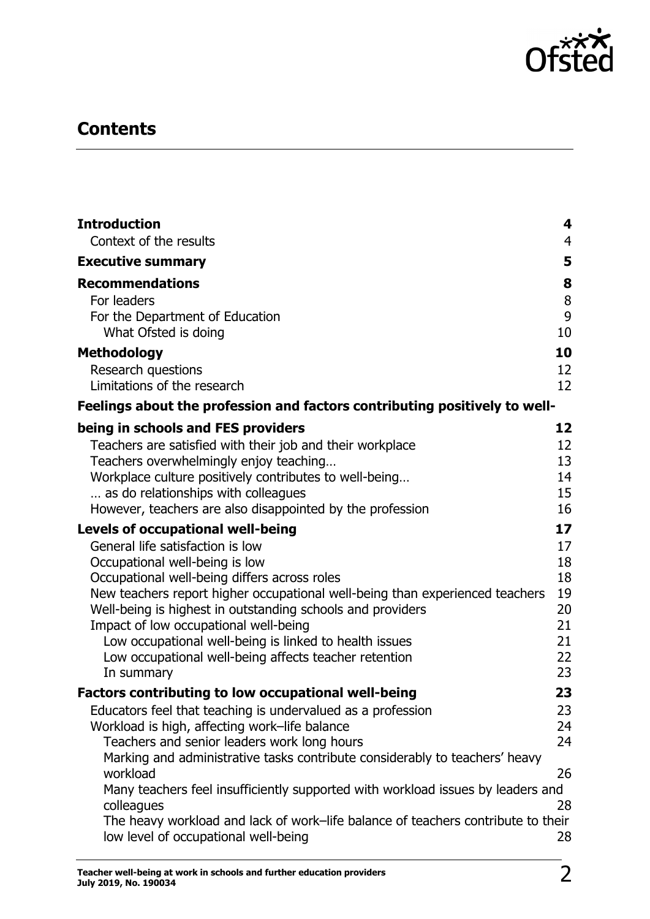## Contents

| | |
|---|---|
| **Introduction** | **4** |
| Context of the results | 4 |
| **Executive summary** | **5** |
| **Recommendations** | **8** |
| For leaders | 8 |
| For the Department of Education | 9 |
| What Ofsted is doing | 10 |
| **Methodology** | **10** |
| Research questions | 12 |
| Limitations of the research | 12 |
| **Feelings about the profession and factors contributing positively to well-being in schools and FES providers** | **12** |
| Teachers are satisfied with their job and their workplace | 12 |
| Teachers overwhelmingly enjoy teaching… | 13 |
| Workplace culture positively contributes to well-being… | 14 |
| … as do relationships with colleagues | 15 |
| However, teachers are also disappointed by the profession | 16 |
| **Levels of occupational well-being** | **17** |
| General life satisfaction is low | 17 |
| Occupational well-being is low | 18 |
| Occupational well-being differs across roles | 18 |
| New teachers report higher occupational well-being than experienced teachers | 19 |
| Well-being is highest in outstanding schools and providers | 20 |
| Impact of low occupational well-being | 21 |
| Low occupational well-being is linked to health issues | 21 |
| Low occupational well-being affects teacher retention | 22 |
| In summary | 23 |
| **Factors contributing to low occupational well-being** | **23** |
| Educators feel that teaching is undervalued as a profession | 23 |
| Workload is high, affecting work–life balance | 24 |
| Teachers and senior leaders work long hours | 24 |
| Marking and administrative tasks contribute considerably to teachers' heavy workload | 26 |
| Many teachers feel insufficiently supported with workload issues by leaders and colleagues | 28 |
| The heavy workload and lack of work–life balance of teachers contribute to their low level of occupational well-being | 28 |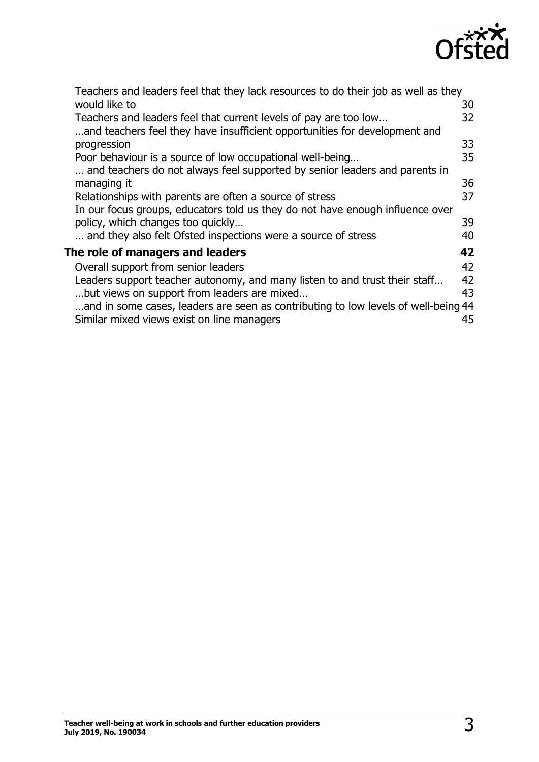Teachers and leaders feel that they lack resources to do their job as well as they would like to 30
Teachers and leaders feel that current levels of pay are too low… 32
…and teachers feel they have insufficient opportunities for development and progression 33
Poor behaviour is a source of low occupational well-being… 35
… and teachers do not always feel supported by senior leaders and parents in managing it 36
Relationships with parents are often a source of stress 37
In our focus groups, educators told us they do not have enough influence over policy, which changes too quickly… 39
… and they also felt Ofsted inspections were a source of stress 40

**The role of managers and leaders 42**

Overall support from senior leaders 42
Leaders support teacher autonomy, and many listen to and trust their staff… 42
…but views on support from leaders are mixed… 43
…and in some cases, leaders are seen as contributing to low levels of well-being 44
Similar mixed views exist on line managers 45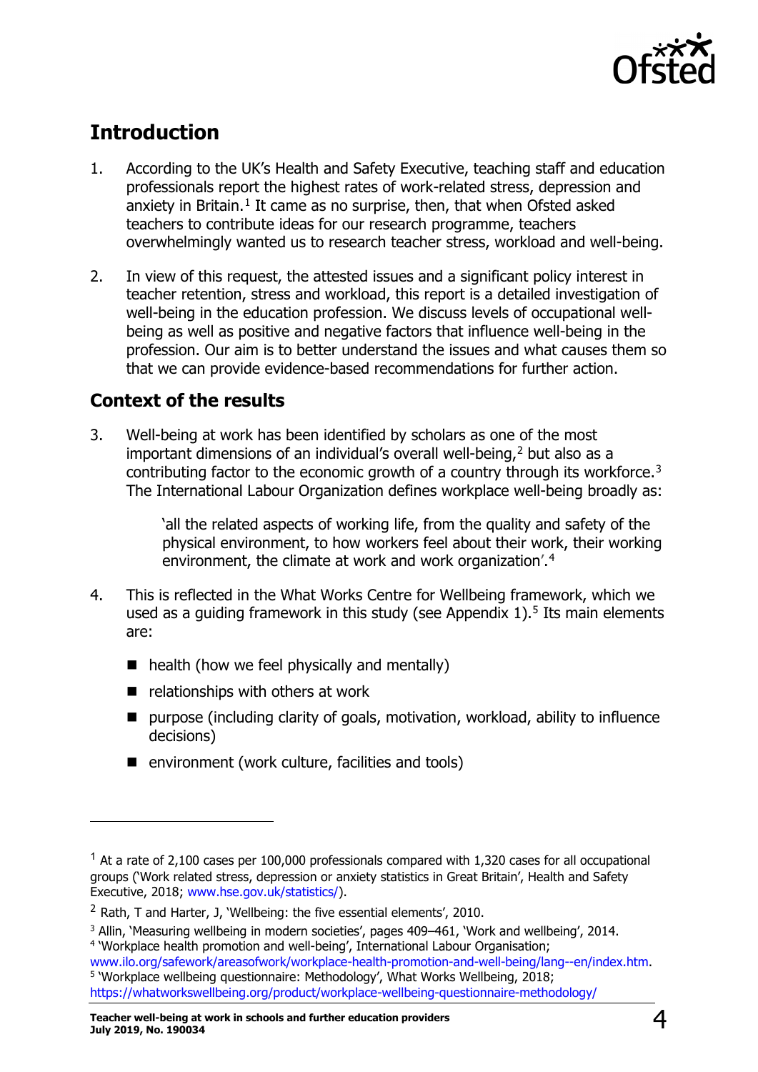## Introduction

1. According to the UK's Health and Safety Executive, teaching staff and education professionals report the highest rates of work-related stress, depression and anxiety in Britain.[1] It came as no surprise, then, that when Ofsted asked teachers to contribute ideas for our research programme, teachers overwhelmingly wanted us to research teacher stress, workload and well-being.

2. In view of this request, the attested issues and a significant policy interest in teacher retention, stress and workload, this report is a detailed investigation of well-being in the education profession. We discuss levels of occupational well-being as well as positive and negative factors that influence well-being in the profession. Our aim is to better understand the issues and what causes them so that we can provide evidence-based recommendations for further action.

### Context of the results

3. Well-being at work has been identified by scholars as one of the most important dimensions of an individual's overall well-being,[2] but also as a contributing factor to the economic growth of a country through its workforce.[3] The International Labour Organization defines workplace well-being broadly as:

> 'all the related aspects of working life, from the quality and safety of the physical environment, to how workers feel about their work, their working environment, the climate at work and work organization'.[4]

4. This is reflected in the What Works Centre for Wellbeing framework, which we used as a guiding framework in this study (see Appendix 1).[5] Its main elements are:

   - health (how we feel physically and mentally)
   - relationships with others at work
   - purpose (including clarity of goals, motivation, workload, ability to influence decisions)
   - environment (work culture, facilities and tools)

---

[1] At a rate of 2,100 cases per 100,000 professionals compared with 1,320 cases for all occupational groups ('Work related stress, depression or anxiety statistics in Great Britain', Health and Safety Executive, 2018; www.hse.gov.uk/statistics/).

[2] Rath, T and Harter, J, 'Wellbeing: the five essential elements', 2010.

[3] Allin, 'Measuring wellbeing in modern societies', pages 409–461, 'Work and wellbeing', 2014.

[4] 'Workplace health promotion and well-being', International Labour Organisation; www.ilo.org/safework/areasofwork/workplace-health-promotion-and-well-being/lang--en/index.htm.

[5] 'Workplace wellbeing questionnaire: Methodology', What Works Wellbeing, 2018; https://whatworkswellbeing.org/product/workplace-wellbeing-questionnaire-methodology/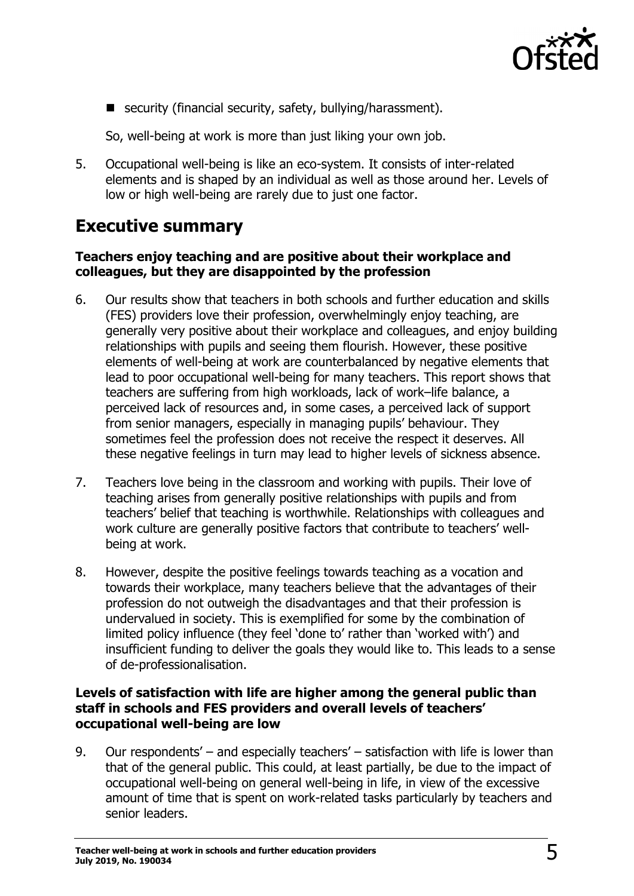- security (financial security, safety, bullying/harassment).

So, well-being at work is more than just liking your own job.

5. Occupational well-being is like an eco-system. It consists of inter-related elements and is shaped by an individual as well as those around her. Levels of low or high well-being are rarely due to just one factor.

## Executive summary

**Teachers enjoy teaching and are positive about their workplace and colleagues, but they are disappointed by the profession**

6. Our results show that teachers in both schools and further education and skills (FES) providers love their profession, overwhelmingly enjoy teaching, are generally very positive about their workplace and colleagues, and enjoy building relationships with pupils and seeing them flourish. However, these positive elements of well-being at work are counterbalanced by negative elements that lead to poor occupational well-being for many teachers. This report shows that teachers are suffering from high workloads, lack of work–life balance, a perceived lack of resources and, in some cases, a perceived lack of support from senior managers, especially in managing pupils' behaviour. They sometimes feel the profession does not receive the respect it deserves. All these negative feelings in turn may lead to higher levels of sickness absence.

7. Teachers love being in the classroom and working with pupils. Their love of teaching arises from generally positive relationships with pupils and from teachers' belief that teaching is worthwhile. Relationships with colleagues and work culture are generally positive factors that contribute to teachers' well-being at work.

8. However, despite the positive feelings towards teaching as a vocation and towards their workplace, many teachers believe that the advantages of their profession do not outweigh the disadvantages and that their profession is undervalued in society. This is exemplified for some by the combination of limited policy influence (they feel 'done to' rather than 'worked with') and insufficient funding to deliver the goals they would like to. This leads to a sense of de-professionalisation.

**Levels of satisfaction with life are higher among the general public than staff in schools and FES providers and overall levels of teachers' occupational well-being are low**

9. Our respondents' – and especially teachers' – satisfaction with life is lower than that of the general public. This could, at least partially, be due to the impact of occupational well-being on general well-being in life, in view of the excessive amount of time that is spent on work-related tasks particularly by teachers and senior leaders.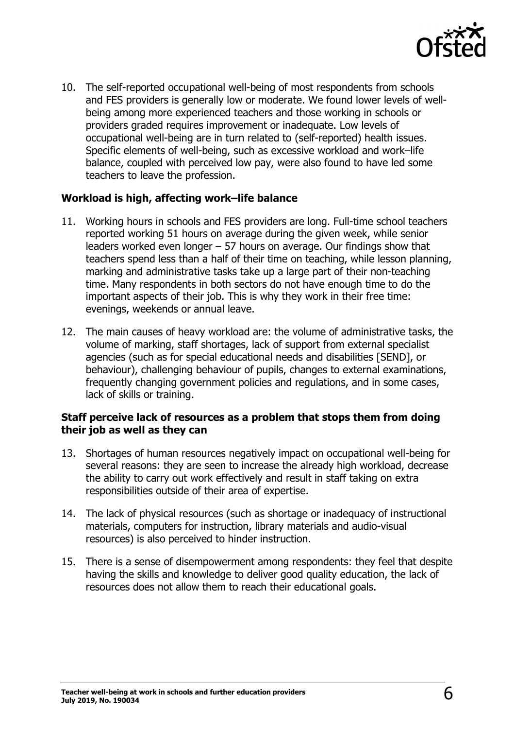10. The self-reported occupational well-being of most respondents from schools and FES providers is generally low or moderate. We found lower levels of well-being among more experienced teachers and those working in schools or providers graded requires improvement or inadequate. Low levels of occupational well-being are in turn related to (self-reported) health issues. Specific elements of well-being, such as excessive workload and work–life balance, coupled with perceived low pay, were also found to have led some teachers to leave the profession.

**Workload is high, affecting work–life balance**

11. Working hours in schools and FES providers are long. Full-time school teachers reported working 51 hours on average during the given week, while senior leaders worked even longer – 57 hours on average. Our findings show that teachers spend less than a half of their time on teaching, while lesson planning, marking and administrative tasks take up a large part of their non-teaching time. Many respondents in both sectors do not have enough time to do the important aspects of their job. This is why they work in their free time: evenings, weekends or annual leave.

12. The main causes of heavy workload are: the volume of administrative tasks, the volume of marking, staff shortages, lack of support from external specialist agencies (such as for special educational needs and disabilities [SEND], or behaviour), challenging behaviour of pupils, changes to external examinations, frequently changing government policies and regulations, and in some cases, lack of skills or training.

**Staff perceive lack of resources as a problem that stops them from doing their job as well as they can**

13. Shortages of human resources negatively impact on occupational well-being for several reasons: they are seen to increase the already high workload, decrease the ability to carry out work effectively and result in staff taking on extra responsibilities outside of their area of expertise.

14. The lack of physical resources (such as shortage or inadequacy of instructional materials, computers for instruction, library materials and audio-visual resources) is also perceived to hinder instruction.

15. There is a sense of disempowerment among respondents: they feel that despite having the skills and knowledge to deliver good quality education, the lack of resources does not allow them to reach their educational goals.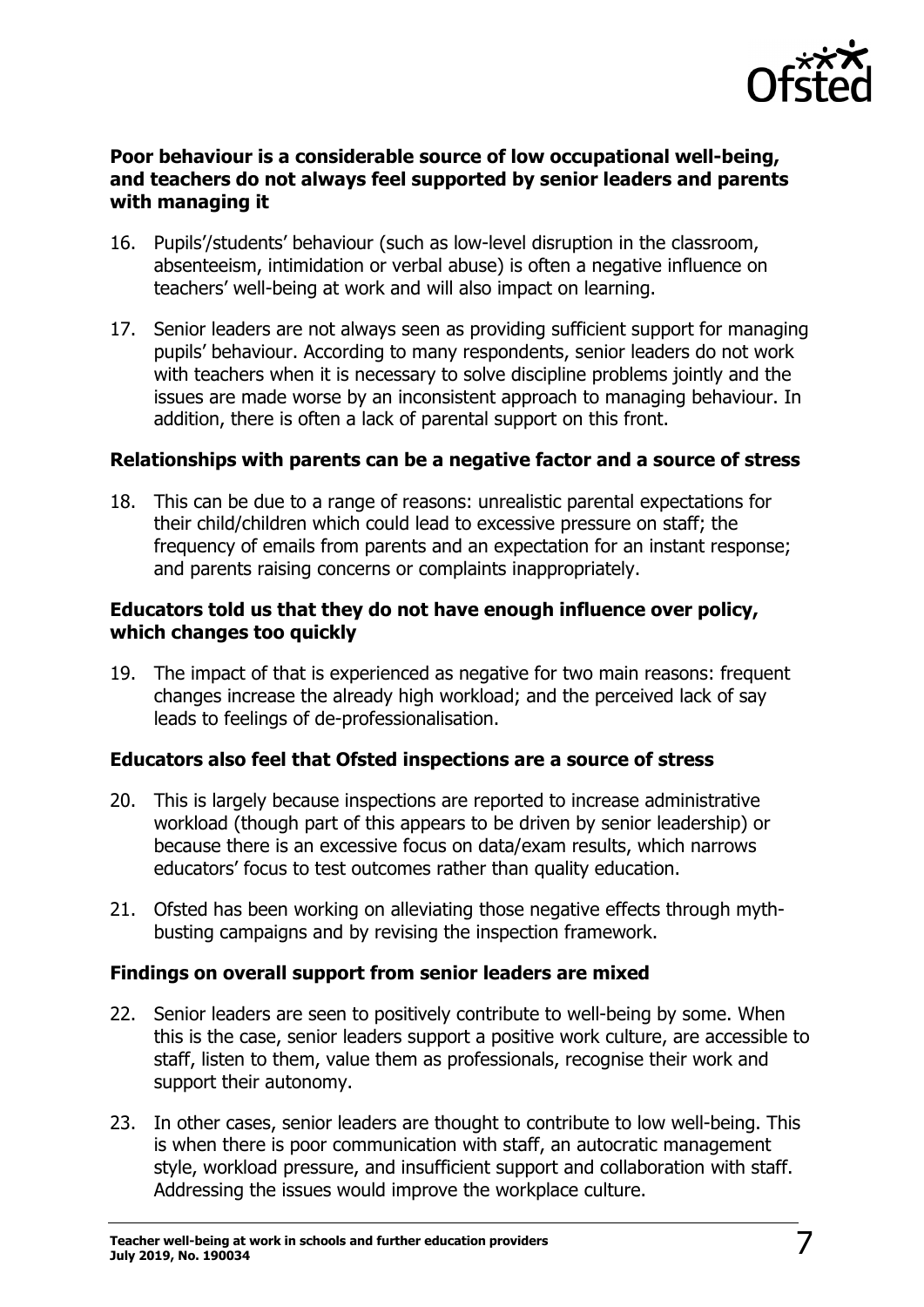**Poor behaviour is a considerable source of low occupational well-being, and teachers do not always feel supported by senior leaders and parents with managing it**

16. Pupils'/students' behaviour (such as low-level disruption in the classroom, absenteeism, intimidation or verbal abuse) is often a negative influence on teachers' well-being at work and will also impact on learning.

17. Senior leaders are not always seen as providing sufficient support for managing pupils' behaviour. According to many respondents, senior leaders do not work with teachers when it is necessary to solve discipline problems jointly and the issues are made worse by an inconsistent approach to managing behaviour. In addition, there is often a lack of parental support on this front.

**Relationships with parents can be a negative factor and a source of stress**

18. This can be due to a range of reasons: unrealistic parental expectations for their child/children which could lead to excessive pressure on staff; the frequency of emails from parents and an expectation for an instant response; and parents raising concerns or complaints inappropriately.

**Educators told us that they do not have enough influence over policy, which changes too quickly**

19. The impact of that is experienced as negative for two main reasons: frequent changes increase the already high workload; and the perceived lack of say leads to feelings of de-professionalisation.

**Educators also feel that Ofsted inspections are a source of stress**

20. This is largely because inspections are reported to increase administrative workload (though part of this appears to be driven by senior leadership) or because there is an excessive focus on data/exam results, which narrows educators' focus to test outcomes rather than quality education.

21. Ofsted has been working on alleviating those negative effects through myth-busting campaigns and by revising the inspection framework.

**Findings on overall support from senior leaders are mixed**

22. Senior leaders are seen to positively contribute to well-being by some. When this is the case, senior leaders support a positive work culture, are accessible to staff, listen to them, value them as professionals, recognise their work and support their autonomy.

23. In other cases, senior leaders are thought to contribute to low well-being. This is when there is poor communication with staff, an autocratic management style, workload pressure, and insufficient support and collaboration with staff. Addressing the issues would improve the workplace culture.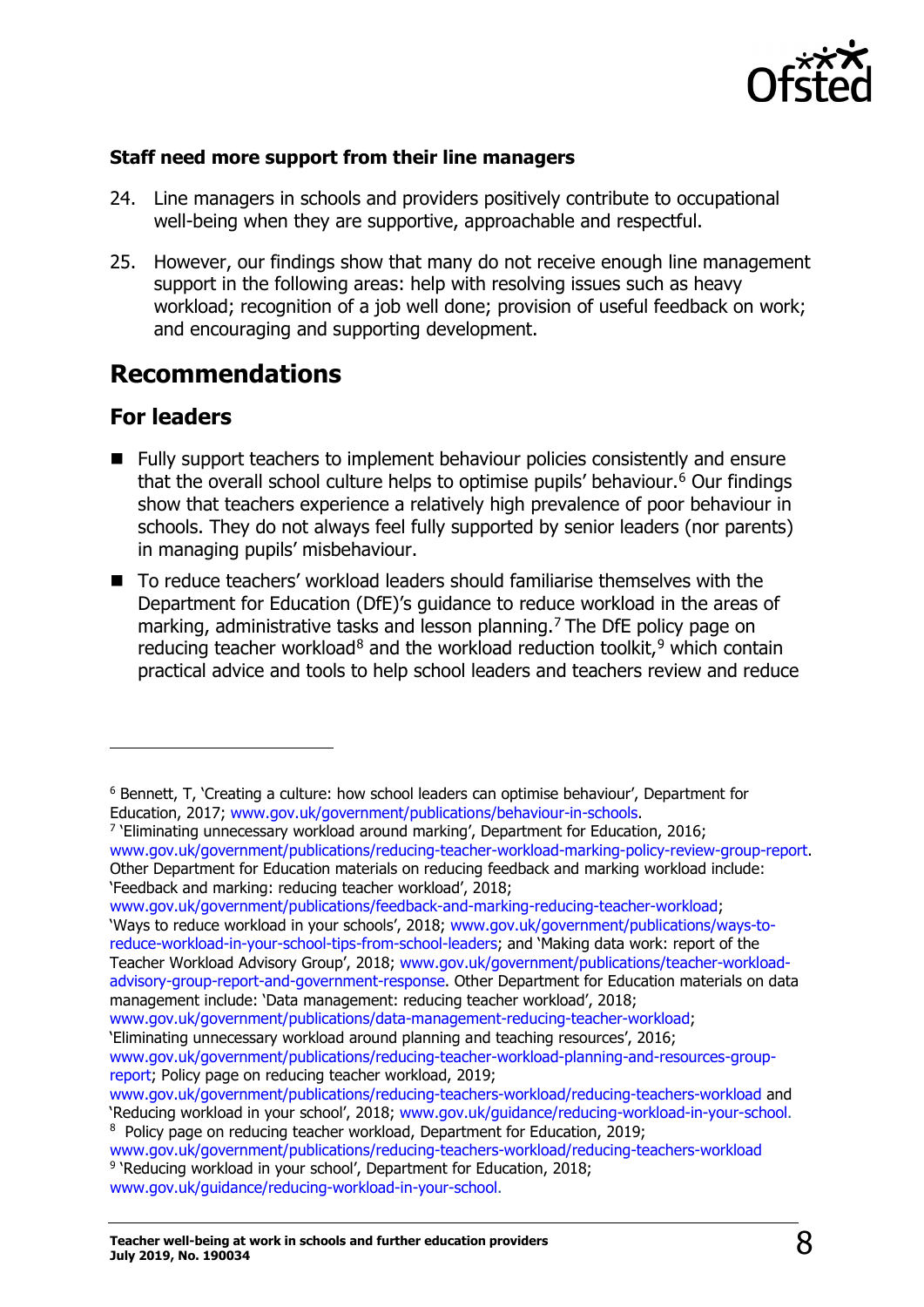**Staff need more support from their line managers**

24. Line managers in schools and providers positively contribute to occupational well-being when they are supportive, approachable and respectful.

25. However, our findings show that many do not receive enough line management support in the following areas: help with resolving issues such as heavy workload; recognition of a job well done; provision of useful feedback on work; and encouraging and supporting development.

# Recommendations

## For leaders

- Fully support teachers to implement behaviour policies consistently and ensure that the overall school culture helps to optimise pupils' behaviour.[6] Our findings show that teachers experience a relatively high prevalence of poor behaviour in schools. They do not always feel fully supported by senior leaders (nor parents) in managing pupils' misbehaviour.
- To reduce teachers' workload leaders should familiarise themselves with the Department for Education (DfE)'s guidance to reduce workload in the areas of marking, administrative tasks and lesson planning.[7] The DfE policy page on reducing teacher workload[8] and the workload reduction toolkit,[9] which contain practical advice and tools to help school leaders and teachers review and reduce

---

[6] Bennett, T, 'Creating a culture: how school leaders can optimise behaviour', Department for Education, 2017; www.gov.uk/government/publications/behaviour-in-schools.

[7] 'Eliminating unnecessary workload around marking', Department for Education, 2016; www.gov.uk/government/publications/reducing-teacher-workload-marking-policy-review-group-report. Other Department for Education materials on reducing feedback and marking workload include: 'Feedback and marking: reducing teacher workload', 2018; www.gov.uk/government/publications/feedback-and-marking-reducing-teacher-workload; 'Ways to reduce workload in your schools', 2018; www.gov.uk/government/publications/ways-to-reduce-workload-in-your-school-tips-from-school-leaders; and 'Making data work: report of the Teacher Workload Advisory Group', 2018; www.gov.uk/government/publications/teacher-workload-advisory-group-report-and-government-response. Other Department for Education materials on data management include: 'Data management: reducing teacher workload', 2018; www.gov.uk/government/publications/data-management-reducing-teacher-workload; 'Eliminating unnecessary workload around planning and teaching resources', 2016; www.gov.uk/government/publications/reducing-teacher-workload-planning-and-resources-group-report; Policy page on reducing teacher workload, 2019; www.gov.uk/government/publications/reducing-teachers-workload/reducing-teachers-workload and 'Reducing workload in your school', 2018; www.gov.uk/guidance/reducing-workload-in-your-school.

[8] Policy page on reducing teacher workload, Department for Education, 2019; www.gov.uk/government/publications/reducing-teachers-workload/reducing-teachers-workload

[9] 'Reducing workload in your school', Department for Education, 2018; www.gov.uk/guidance/reducing-workload-in-your-school.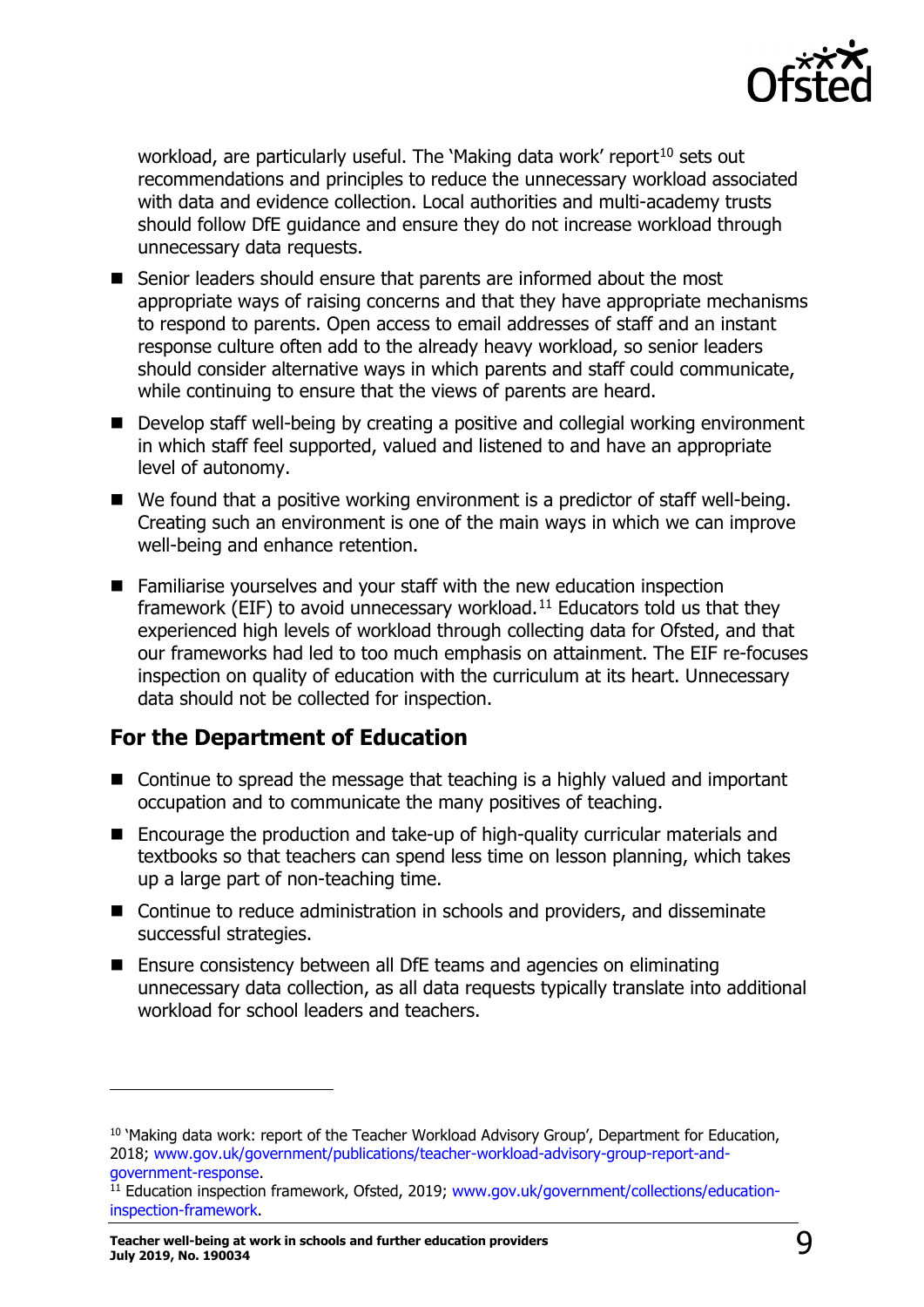workload, are particularly useful. The 'Making data work' report[10] sets out recommendations and principles to reduce the unnecessary workload associated with data and evidence collection. Local authorities and multi-academy trusts should follow DfE guidance and ensure they do not increase workload through unnecessary data requests.

- Senior leaders should ensure that parents are informed about the most appropriate ways of raising concerns and that they have appropriate mechanisms to respond to parents. Open access to email addresses of staff and an instant response culture often add to the already heavy workload, so senior leaders should consider alternative ways in which parents and staff could communicate, while continuing to ensure that the views of parents are heard.
- Develop staff well-being by creating a positive and collegial working environment in which staff feel supported, valued and listened to and have an appropriate level of autonomy.
- We found that a positive working environment is a predictor of staff well-being. Creating such an environment is one of the main ways in which we can improve well-being and enhance retention.
- Familiarise yourselves and your staff with the new education inspection framework (EIF) to avoid unnecessary workload.[11] Educators told us that they experienced high levels of workload through collecting data for Ofsted, and that our frameworks had led to too much emphasis on attainment. The EIF re-focuses inspection on quality of education with the curriculum at its heart. Unnecessary data should not be collected for inspection.

## For the Department of Education

- Continue to spread the message that teaching is a highly valued and important occupation and to communicate the many positives of teaching.
- Encourage the production and take-up of high-quality curricular materials and textbooks so that teachers can spend less time on lesson planning, which takes up a large part of non-teaching time.
- Continue to reduce administration in schools and providers, and disseminate successful strategies.
- Ensure consistency between all DfE teams and agencies on eliminating unnecessary data collection, as all data requests typically translate into additional workload for school leaders and teachers.

---

[10] 'Making data work: report of the Teacher Workload Advisory Group', Department for Education, 2018; www.gov.uk/government/publications/teacher-workload-advisory-group-report-and-government-response.

[11] Education inspection framework, Ofsted, 2019; www.gov.uk/government/collections/education-inspection-framework.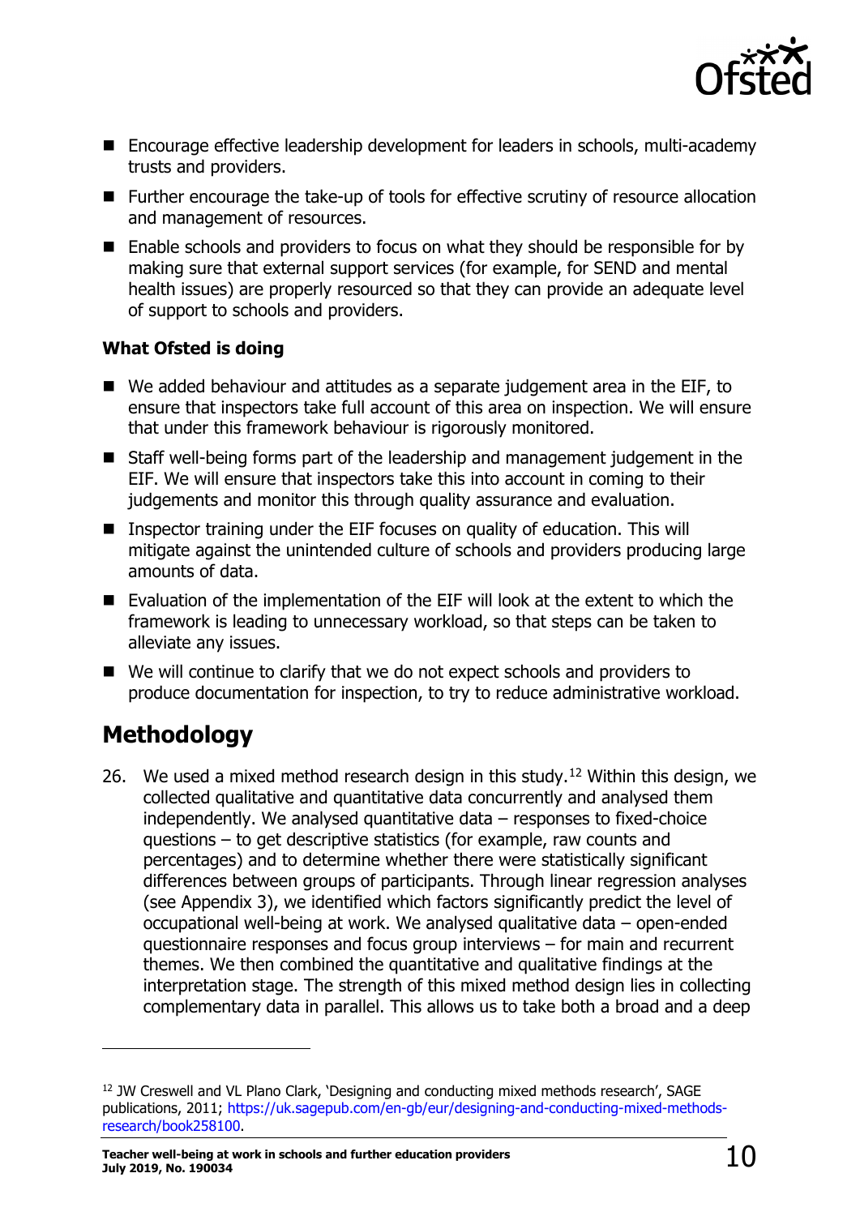- Encourage effective leadership development for leaders in schools, multi-academy trusts and providers.
- Further encourage the take-up of tools for effective scrutiny of resource allocation and management of resources.
- Enable schools and providers to focus on what they should be responsible for by making sure that external support services (for example, for SEND and mental health issues) are properly resourced so that they can provide an adequate level of support to schools and providers.

**What Ofsted is doing**

- We added behaviour and attitudes as a separate judgement area in the EIF, to ensure that inspectors take full account of this area on inspection. We will ensure that under this framework behaviour is rigorously monitored.
- Staff well-being forms part of the leadership and management judgement in the EIF. We will ensure that inspectors take this into account in coming to their judgements and monitor this through quality assurance and evaluation.
- Inspector training under the EIF focuses on quality of education. This will mitigate against the unintended culture of schools and providers producing large amounts of data.
- Evaluation of the implementation of the EIF will look at the extent to which the framework is leading to unnecessary workload, so that steps can be taken to alleviate any issues.
- We will continue to clarify that we do not expect schools and providers to produce documentation for inspection, to try to reduce administrative workload.

## Methodology

26. We used a mixed method research design in this study.[12] Within this design, we collected qualitative and quantitative data concurrently and analysed them independently. We analysed quantitative data – responses to fixed-choice questions – to get descriptive statistics (for example, raw counts and percentages) and to determine whether there were statistically significant differences between groups of participants. Through linear regression analyses (see Appendix 3), we identified which factors significantly predict the level of occupational well-being at work. We analysed qualitative data – open-ended questionnaire responses and focus group interviews – for main and recurrent themes. We then combined the quantitative and qualitative findings at the interpretation stage. The strength of this mixed method design lies in collecting complementary data in parallel. This allows us to take both a broad and a deep

[12] JW Creswell and VL Plano Clark, 'Designing and conducting mixed methods research', SAGE publications, 2011; https://uk.sagepub.com/en-gb/eur/designing-and-conducting-mixed-methods-research/book258100.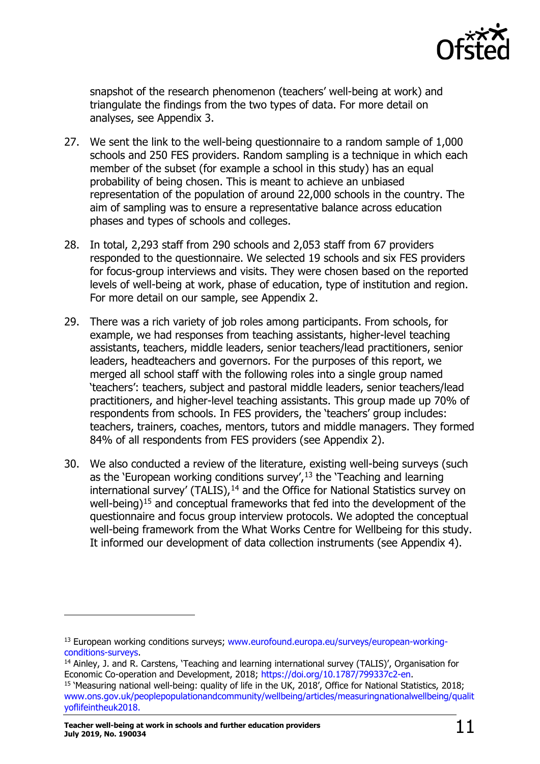snapshot of the research phenomenon (teachers' well-being at work) and triangulate the findings from the two types of data. For more detail on analyses, see Appendix 3.

27. We sent the link to the well-being questionnaire to a random sample of 1,000 schools and 250 FES providers. Random sampling is a technique in which each member of the subset (for example a school in this study) has an equal probability of being chosen. This is meant to achieve an unbiased representation of the population of around 22,000 schools in the country. The aim of sampling was to ensure a representative balance across education phases and types of schools and colleges.

28. In total, 2,293 staff from 290 schools and 2,053 staff from 67 providers responded to the questionnaire. We selected 19 schools and six FES providers for focus-group interviews and visits. They were chosen based on the reported levels of well-being at work, phase of education, type of institution and region. For more detail on our sample, see Appendix 2.

29. There was a rich variety of job roles among participants. From schools, for example, we had responses from teaching assistants, higher-level teaching assistants, teachers, middle leaders, senior teachers/lead practitioners, senior leaders, headteachers and governors. For the purposes of this report, we merged all school staff with the following roles into a single group named 'teachers': teachers, subject and pastoral middle leaders, senior teachers/lead practitioners, and higher-level teaching assistants. This group made up 70% of respondents from schools. In FES providers, the 'teachers' group includes: teachers, trainers, coaches, mentors, tutors and middle managers. They formed 84% of all respondents from FES providers (see Appendix 2).

30. We also conducted a review of the literature, existing well-being surveys (such as the 'European working conditions survey',[13] the 'Teaching and learning international survey' (TALIS),[14] and the Office for National Statistics survey on well-being)[15] and conceptual frameworks that fed into the development of the questionnaire and focus group interview protocols. We adopted the conceptual well-being framework from the What Works Centre for Wellbeing for this study. It informed our development of data collection instruments (see Appendix 4).

---

[13] European working conditions surveys; www.eurofound.europa.eu/surveys/european-working-conditions-surveys.

[14] Ainley, J. and R. Carstens, 'Teaching and learning international survey (TALIS)', Organisation for Economic Co-operation and Development, 2018; https://doi.org/10.1787/799337c2-en.

[15] 'Measuring national well-being: quality of life in the UK, 2018', Office for National Statistics, 2018; www.ons.gov.uk/peoplepopulationandcommunity/wellbeing/articles/measuringnationalwellbeing/qualityoflifeintheuk2018.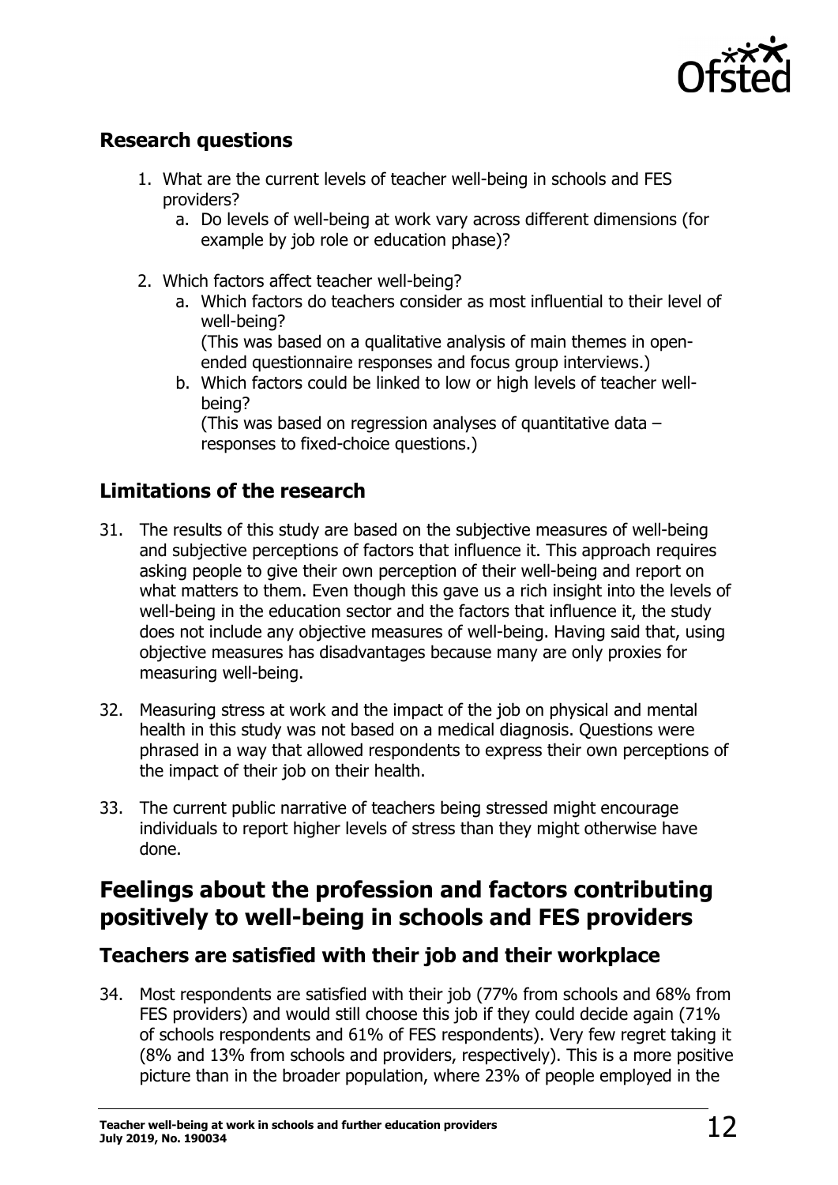## Research questions

1. What are the current levels of teacher well-being in schools and FES providers?
    a. Do levels of well-being at work vary across different dimensions (for example by job role or education phase)?

2. Which factors affect teacher well-being?
    a. Which factors do teachers consider as most influential to their level of well-being?
    (This was based on a qualitative analysis of main themes in open-ended questionnaire responses and focus group interviews.)
    b. Which factors could be linked to low or high levels of teacher well-being?
    (This was based on regression analyses of quantitative data – responses to fixed-choice questions.)

## Limitations of the research

31. The results of this study are based on the subjective measures of well-being and subjective perceptions of factors that influence it. This approach requires asking people to give their own perception of their well-being and report on what matters to them. Even though this gave us a rich insight into the levels of well-being in the education sector and the factors that influence it, the study does not include any objective measures of well-being. Having said that, using objective measures has disadvantages because many are only proxies for measuring well-being.

32. Measuring stress at work and the impact of the job on physical and mental health in this study was not based on a medical diagnosis. Questions were phrased in a way that allowed respondents to express their own perceptions of the impact of their job on their health.

33. The current public narrative of teachers being stressed might encourage individuals to report higher levels of stress than they might otherwise have done.

# Feelings about the profession and factors contributing positively to well-being in schools and FES providers

## Teachers are satisfied with their job and their workplace

34. Most respondents are satisfied with their job (77% from schools and 68% from FES providers) and would still choose this job if they could decide again (71% of schools respondents and 61% of FES respondents). Very few regret taking it (8% and 13% from schools and providers, respectively). This is a more positive picture than in the broader population, where 23% of people employed in the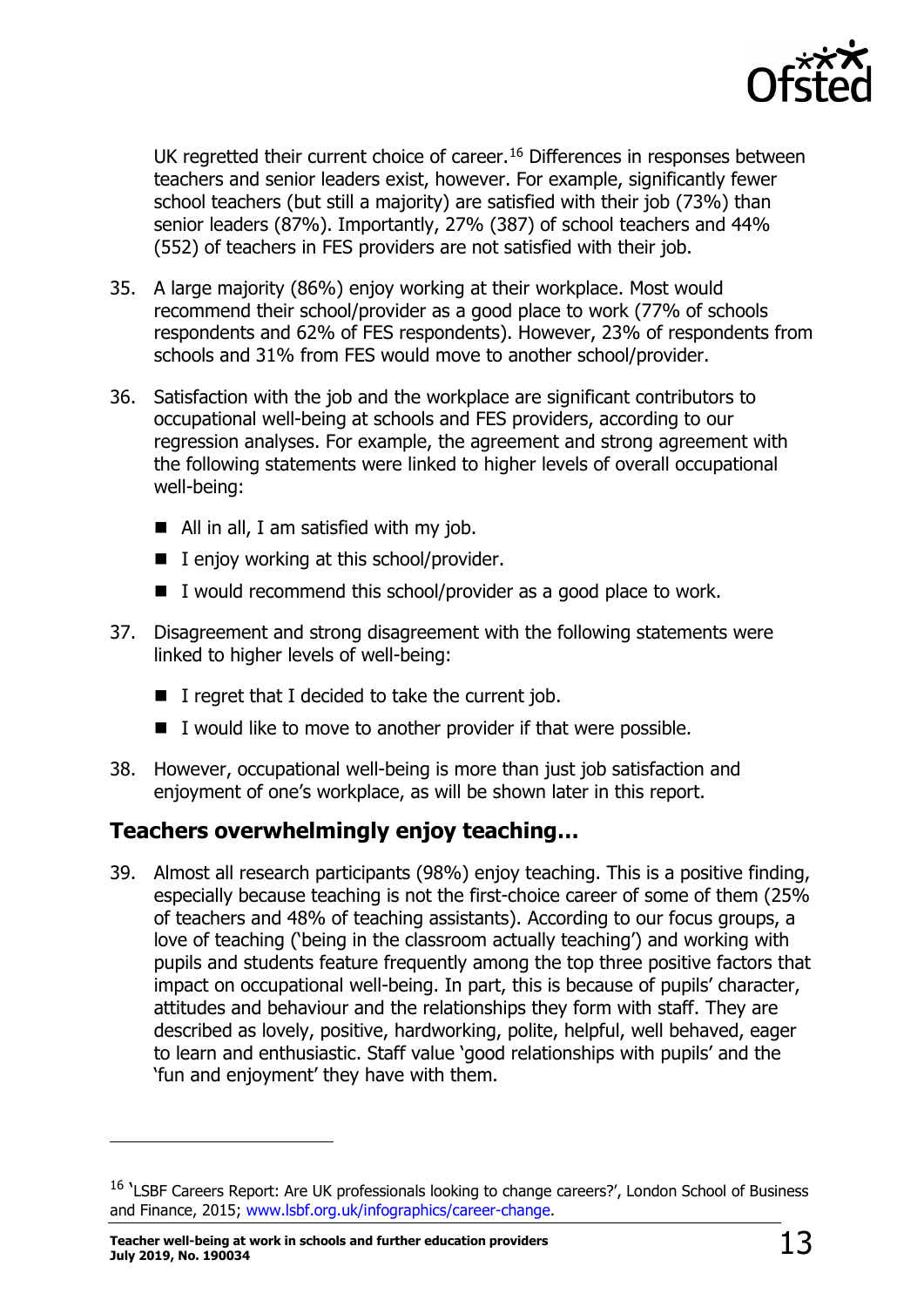UK regretted their current choice of career.[16] Differences in responses between teachers and senior leaders exist, however. For example, significantly fewer school teachers (but still a majority) are satisfied with their job (73%) than senior leaders (87%). Importantly, 27% (387) of school teachers and 44% (552) of teachers in FES providers are not satisfied with their job.

35. A large majority (86%) enjoy working at their workplace. Most would recommend their school/provider as a good place to work (77% of schools respondents and 62% of FES respondents). However, 23% of respondents from schools and 31% from FES would move to another school/provider.

36. Satisfaction with the job and the workplace are significant contributors to occupational well-being at schools and FES providers, according to our regression analyses. For example, the agreement and strong agreement with the following statements were linked to higher levels of overall occupational well-being:

- All in all, I am satisfied with my job.
- I enjoy working at this school/provider.
- I would recommend this school/provider as a good place to work.

37. Disagreement and strong disagreement with the following statements were linked to higher levels of well-being:

- I regret that I decided to take the current job.
- I would like to move to another provider if that were possible.

38. However, occupational well-being is more than just job satisfaction and enjoyment of one's workplace, as will be shown later in this report.

## Teachers overwhelmingly enjoy teaching…

39. Almost all research participants (98%) enjoy teaching. This is a positive finding, especially because teaching is not the first-choice career of some of them (25% of teachers and 48% of teaching assistants). According to our focus groups, a love of teaching ('being in the classroom actually teaching') and working with pupils and students feature frequently among the top three positive factors that impact on occupational well-being. In part, this is because of pupils' character, attitudes and behaviour and the relationships they form with staff. They are described as lovely, positive, hardworking, polite, helpful, well behaved, eager to learn and enthusiastic. Staff value 'good relationships with pupils' and the 'fun and enjoyment' they have with them.

---

[16] 'LSBF Careers Report: Are UK professionals looking to change careers?', London School of Business and Finance, 2015; www.lsbf.org.uk/infographics/career-change.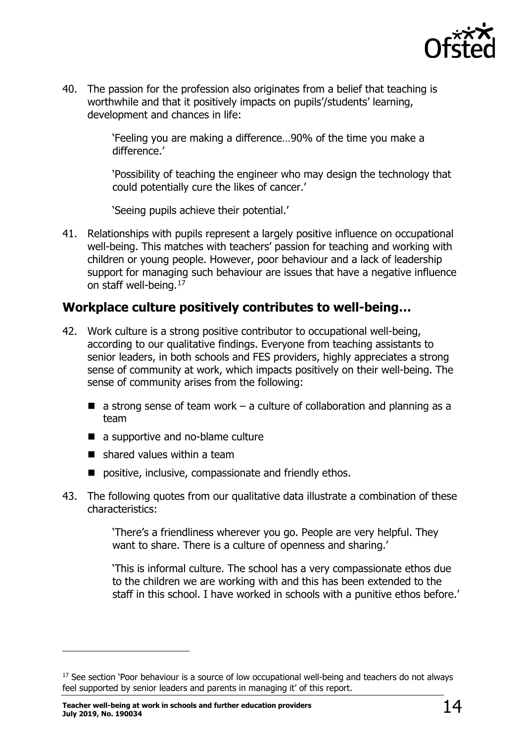40. The passion for the profession also originates from a belief that teaching is worthwhile and that it positively impacts on pupils'/students' learning, development and chances in life:

    'Feeling you are making a difference…90% of the time you make a difference.'

    'Possibility of teaching the engineer who may design the technology that could potentially cure the likes of cancer.'

    'Seeing pupils achieve their potential.'

41. Relationships with pupils represent a largely positive influence on occupational well-being. This matches with teachers' passion for teaching and working with children or young people. However, poor behaviour and a lack of leadership support for managing such behaviour are issues that have a negative influence on staff well-being.[17]

## Workplace culture positively contributes to well-being…

42. Work culture is a strong positive contributor to occupational well-being, according to our qualitative findings. Everyone from teaching assistants to senior leaders, in both schools and FES providers, highly appreciates a strong sense of community at work, which impacts positively on their well-being. The sense of community arises from the following:

    - a strong sense of team work – a culture of collaboration and planning as a team
    - a supportive and no-blame culture
    - shared values within a team
    - positive, inclusive, compassionate and friendly ethos.

43. The following quotes from our qualitative data illustrate a combination of these characteristics:

    'There's a friendliness wherever you go. People are very helpful. They want to share. There is a culture of openness and sharing.'

    'This is informal culture. The school has a very compassionate ethos due to the children we are working with and this has been extended to the staff in this school. I have worked in schools with a punitive ethos before.'

---

[17] See section 'Poor behaviour is a source of low occupational well-being and teachers do not always feel supported by senior leaders and parents in managing it' of this report.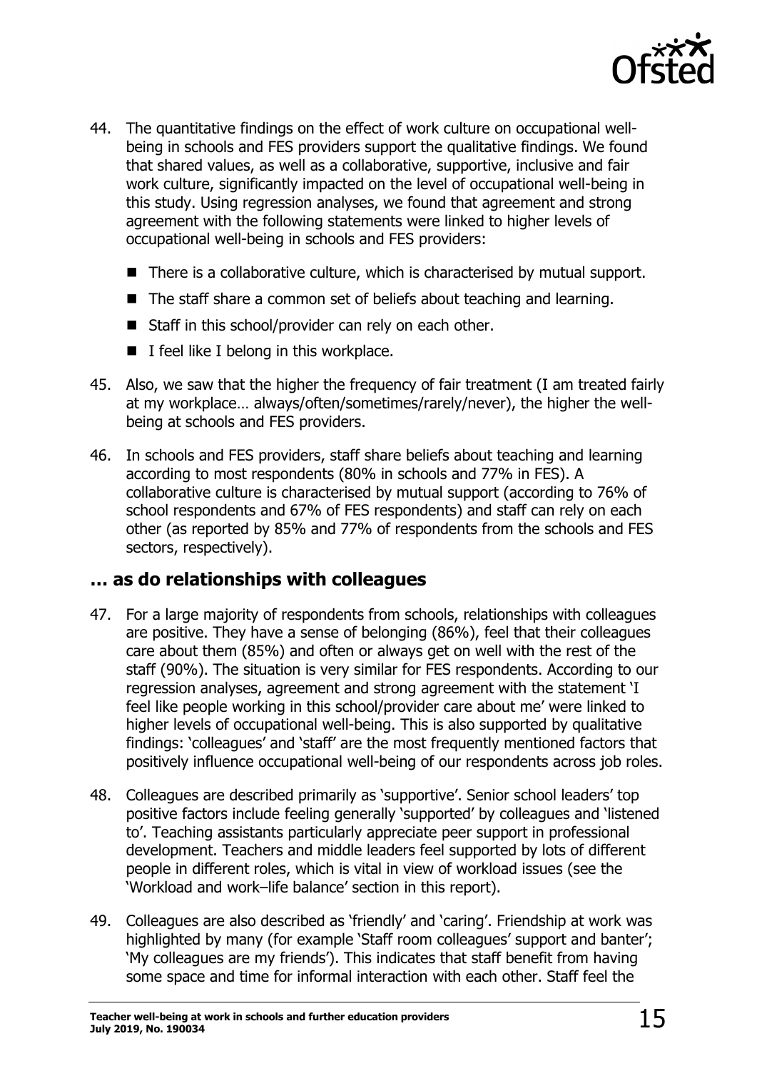44. The quantitative findings on the effect of work culture on occupational well-being in schools and FES providers support the qualitative findings. We found that shared values, as well as a collaborative, supportive, inclusive and fair work culture, significantly impacted on the level of occupational well-being in this study. Using regression analyses, we found that agreement and strong agreement with the following statements were linked to higher levels of occupational well-being in schools and FES providers:

    - There is a collaborative culture, which is characterised by mutual support.
    - The staff share a common set of beliefs about teaching and learning.
    - Staff in this school/provider can rely on each other.
    - I feel like I belong in this workplace.

45. Also, we saw that the higher the frequency of fair treatment (I am treated fairly at my workplace… always/often/sometimes/rarely/never), the higher the well-being at schools and FES providers.

46. In schools and FES providers, staff share beliefs about teaching and learning according to most respondents (80% in schools and 77% in FES). A collaborative culture is characterised by mutual support (according to 76% of school respondents and 67% of FES respondents) and staff can rely on each other (as reported by 85% and 77% of respondents from the schools and FES sectors, respectively).

## … as do relationships with colleagues

47. For a large majority of respondents from schools, relationships with colleagues are positive. They have a sense of belonging (86%), feel that their colleagues care about them (85%) and often or always get on well with the rest of the staff (90%). The situation is very similar for FES respondents. According to our regression analyses, agreement and strong agreement with the statement 'I feel like people working in this school/provider care about me' were linked to higher levels of occupational well-being. This is also supported by qualitative findings: 'colleagues' and 'staff' are the most frequently mentioned factors that positively influence occupational well-being of our respondents across job roles.

48. Colleagues are described primarily as 'supportive'. Senior school leaders' top positive factors include feeling generally 'supported' by colleagues and 'listened to'. Teaching assistants particularly appreciate peer support in professional development. Teachers and middle leaders feel supported by lots of different people in different roles, which is vital in view of workload issues (see the 'Workload and work–life balance' section in this report).

49. Colleagues are also described as 'friendly' and 'caring'. Friendship at work was highlighted by many (for example 'Staff room colleagues' support and banter'; 'My colleagues are my friends'). This indicates that staff benefit from having some space and time for informal interaction with each other. Staff feel the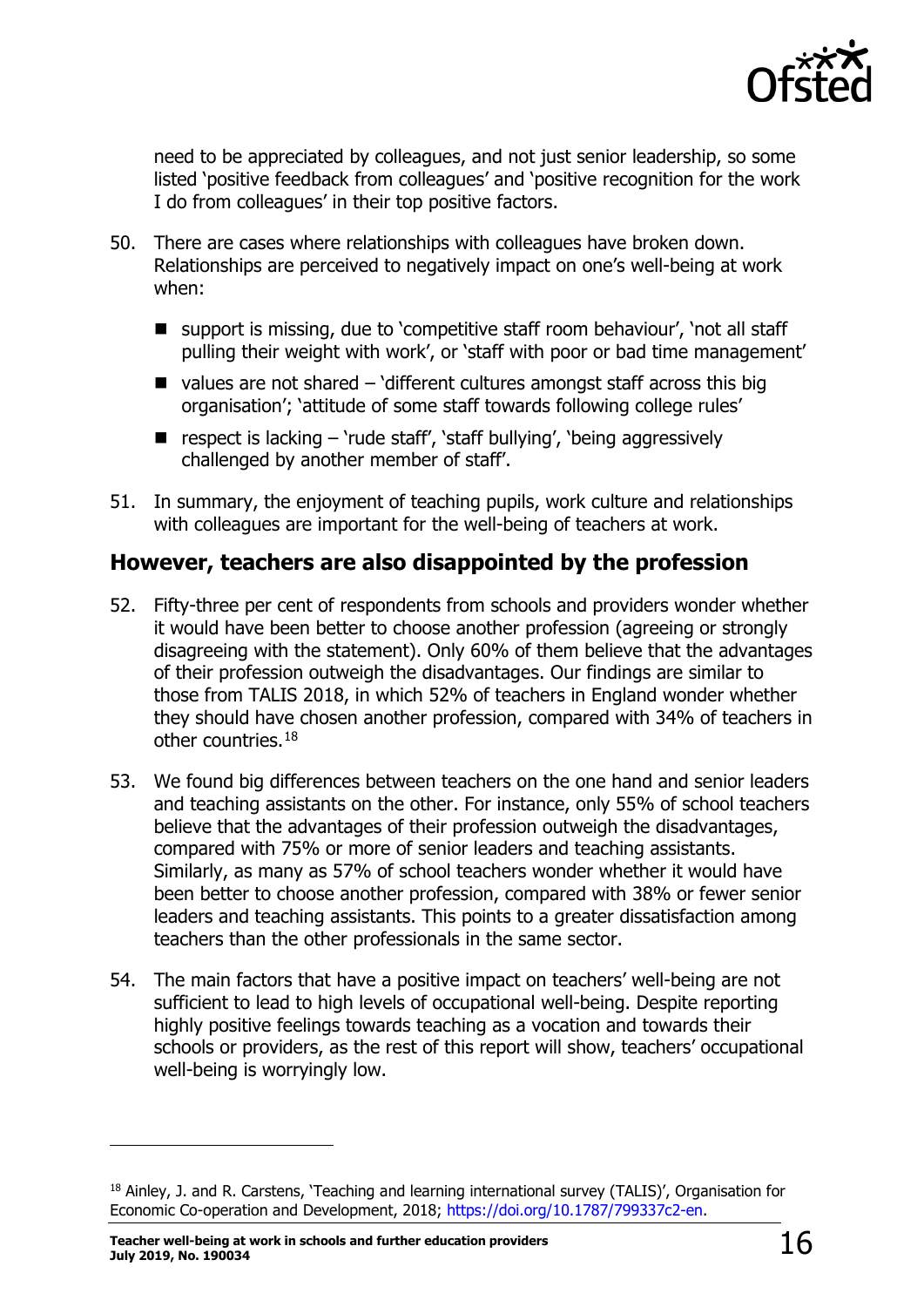need to be appreciated by colleagues, and not just senior leadership, so some listed 'positive feedback from colleagues' and 'positive recognition for the work I do from colleagues' in their top positive factors.

50. There are cases where relationships with colleagues have broken down. Relationships are perceived to negatively impact on one's well-being at work when:

    - support is missing, due to 'competitive staff room behaviour', 'not all staff pulling their weight with work', or 'staff with poor or bad time management'
    - values are not shared – 'different cultures amongst staff across this big organisation'; 'attitude of some staff towards following college rules'
    - respect is lacking – 'rude staff', 'staff bullying', 'being aggressively challenged by another member of staff'.

51. In summary, the enjoyment of teaching pupils, work culture and relationships with colleagues are important for the well-being of teachers at work.

## However, teachers are also disappointed by the profession

52. Fifty-three per cent of respondents from schools and providers wonder whether it would have been better to choose another profession (agreeing or strongly disagreeing with the statement). Only 60% of them believe that the advantages of their profession outweigh the disadvantages. Our findings are similar to those from TALIS 2018, in which 52% of teachers in England wonder whether they should have chosen another profession, compared with 34% of teachers in other countries.[18]

53. We found big differences between teachers on the one hand and senior leaders and teaching assistants on the other. For instance, only 55% of school teachers believe that the advantages of their profession outweigh the disadvantages, compared with 75% or more of senior leaders and teaching assistants. Similarly, as many as 57% of school teachers wonder whether it would have been better to choose another profession, compared with 38% or fewer senior leaders and teaching assistants. This points to a greater dissatisfaction among teachers than the other professionals in the same sector.

54. The main factors that have a positive impact on teachers' well-being are not sufficient to lead to high levels of occupational well-being. Despite reporting highly positive feelings towards teaching as a vocation and towards their schools or providers, as the rest of this report will show, teachers' occupational well-being is worryingly low.

---

[18] Ainley, J. and R. Carstens, 'Teaching and learning international survey (TALIS)', Organisation for Economic Co-operation and Development, 2018; https://doi.org/10.1787/799337c2-en.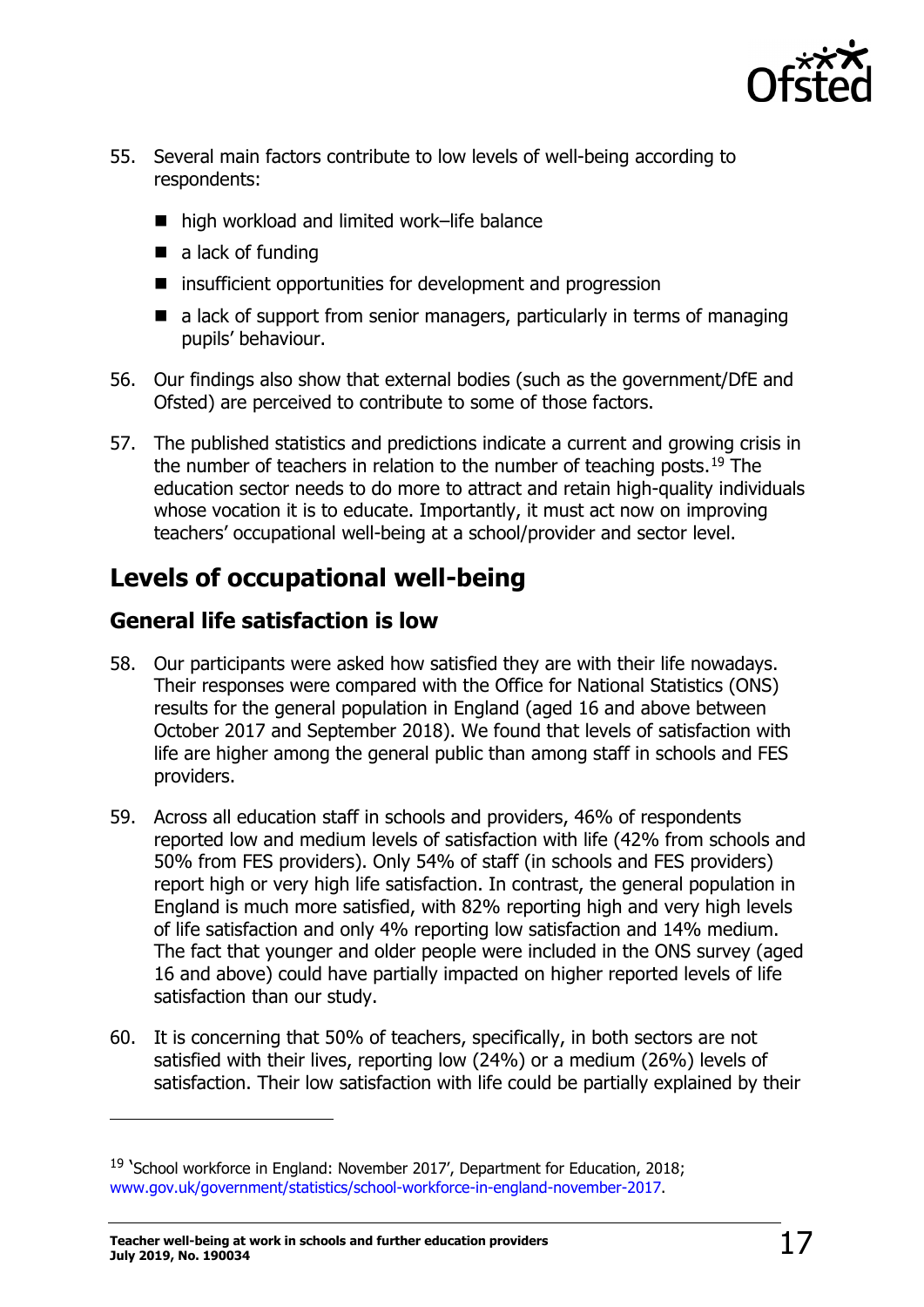55. Several main factors contribute to low levels of well-being according to respondents:

    - high workload and limited work–life balance
    - a lack of funding
    - insufficient opportunities for development and progression
    - a lack of support from senior managers, particularly in terms of managing pupils' behaviour.

56. Our findings also show that external bodies (such as the government/DfE and Ofsted) are perceived to contribute to some of those factors.

57. The published statistics and predictions indicate a current and growing crisis in the number of teachers in relation to the number of teaching posts.[19] The education sector needs to do more to attract and retain high-quality individuals whose vocation it is to educate. Importantly, it must act now on improving teachers' occupational well-being at a school/provider and sector level.

## Levels of occupational well-being

### General life satisfaction is low

58. Our participants were asked how satisfied they are with their life nowadays. Their responses were compared with the Office for National Statistics (ONS) results for the general population in England (aged 16 and above between October 2017 and September 2018). We found that levels of satisfaction with life are higher among the general public than among staff in schools and FES providers.

59. Across all education staff in schools and providers, 46% of respondents reported low and medium levels of satisfaction with life (42% from schools and 50% from FES providers). Only 54% of staff (in schools and FES providers) report high or very high life satisfaction. In contrast, the general population in England is much more satisfied, with 82% reporting high and very high levels of life satisfaction and only 4% reporting low satisfaction and 14% medium. The fact that younger and older people were included in the ONS survey (aged 16 and above) could have partially impacted on higher reported levels of life satisfaction than our study.

60. It is concerning that 50% of teachers, specifically, in both sectors are not satisfied with their lives, reporting low (24%) or a medium (26%) levels of satisfaction. Their low satisfaction with life could be partially explained by their

---

[19] 'School workforce in England: November 2017', Department for Education, 2018; www.gov.uk/government/statistics/school-workforce-in-england-november-2017.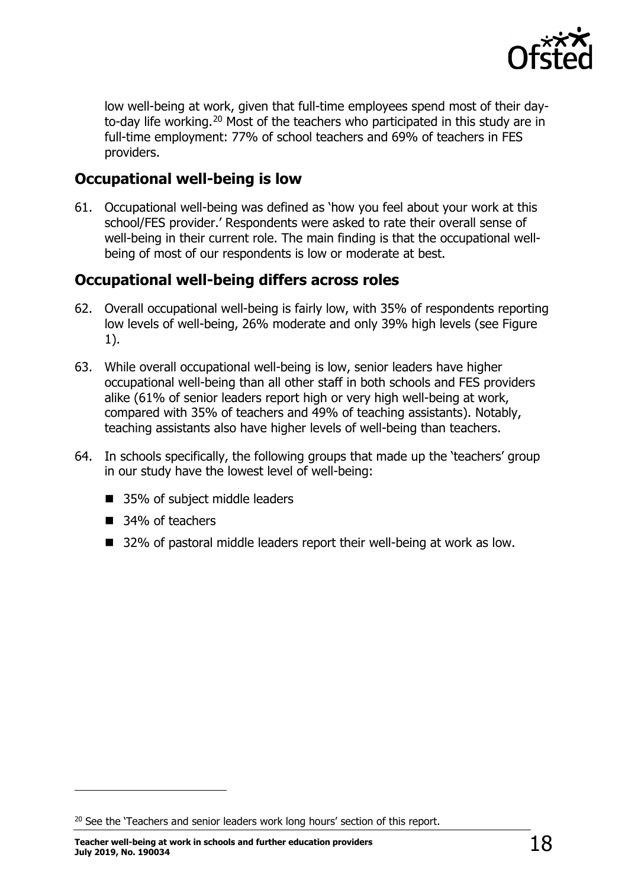low well-being at work, given that full-time employees spend most of their day-to-day life working.[20] Most of the teachers who participated in this study are in full-time employment: 77% of school teachers and 69% of teachers in FES providers.

## Occupational well-being is low

61. Occupational well-being was defined as 'how you feel about your work at this school/FES provider.' Respondents were asked to rate their overall sense of well-being in their current role. The main finding is that the occupational well-being of most of our respondents is low or moderate at best.

## Occupational well-being differs across roles

62. Overall occupational well-being is fairly low, with 35% of respondents reporting low levels of well-being, 26% moderate and only 39% high levels (see Figure 1).

63. While overall occupational well-being is low, senior leaders have higher occupational well-being than all other staff in both schools and FES providers alike (61% of senior leaders report high or very high well-being at work, compared with 35% of teachers and 49% of teaching assistants). Notably, teaching assistants also have higher levels of well-being than teachers.

64. In schools specifically, the following groups that made up the 'teachers' group in our study have the lowest level of well-being:

- 35% of subject middle leaders
- 34% of teachers
- 32% of pastoral middle leaders report their well-being at work as low.

---

[20] See the 'Teachers and senior leaders work long hours' section of this report.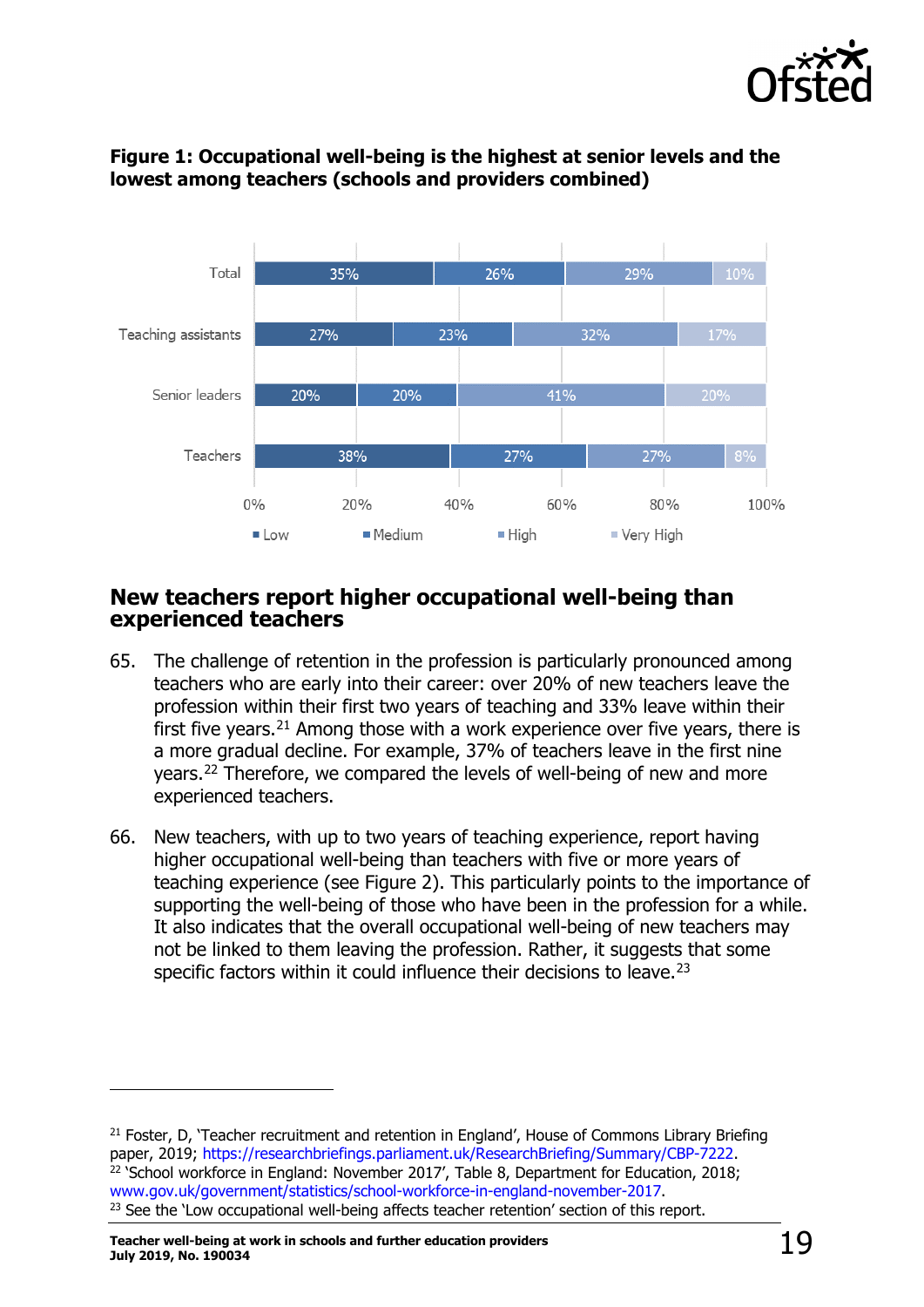**Figure 1: Occupational well-being is the highest at senior levels and the lowest among teachers (schools and providers combined)**

| | Low | Medium | High | Very High |
|---|---|---|---|---|
| Total | 35% | 26% | 29% | 10% |
| Teaching assistants | 27% | 23% | 32% | 17% |
| Senior leaders | 20% | 20% | 41% | 20% |
| Teachers | 38% | 27% | 27% | 8% |

## New teachers report higher occupational well-being than experienced teachers

65. The challenge of retention in the profession is particularly pronounced among teachers who are early into their career: over 20% of new teachers leave the profession within their first two years of teaching and 33% leave within their first five years.[21] Among those with a work experience over five years, there is a more gradual decline. For example, 37% of teachers leave in the first nine years.[22] Therefore, we compared the levels of well-being of new and more experienced teachers.

66. New teachers, with up to two years of teaching experience, report having higher occupational well-being than teachers with five or more years of teaching experience (see Figure 2). This particularly points to the importance of supporting the well-being of those who have been in the profession for a while. It also indicates that the overall occupational well-being of new teachers may not be linked to them leaving the profession. Rather, it suggests that some specific factors within it could influence their decisions to leave.[23]

---

[21] Foster, D, 'Teacher recruitment and retention in England', House of Commons Library Briefing paper, 2019; https://researchbriefings.parliament.uk/ResearchBriefing/Summary/CBP-7222.

[22] 'School workforce in England: November 2017', Table 8, Department for Education, 2018; www.gov.uk/government/statistics/school-workforce-in-england-november-2017.

[23] See the 'Low occupational well-being affects teacher retention' section of this report.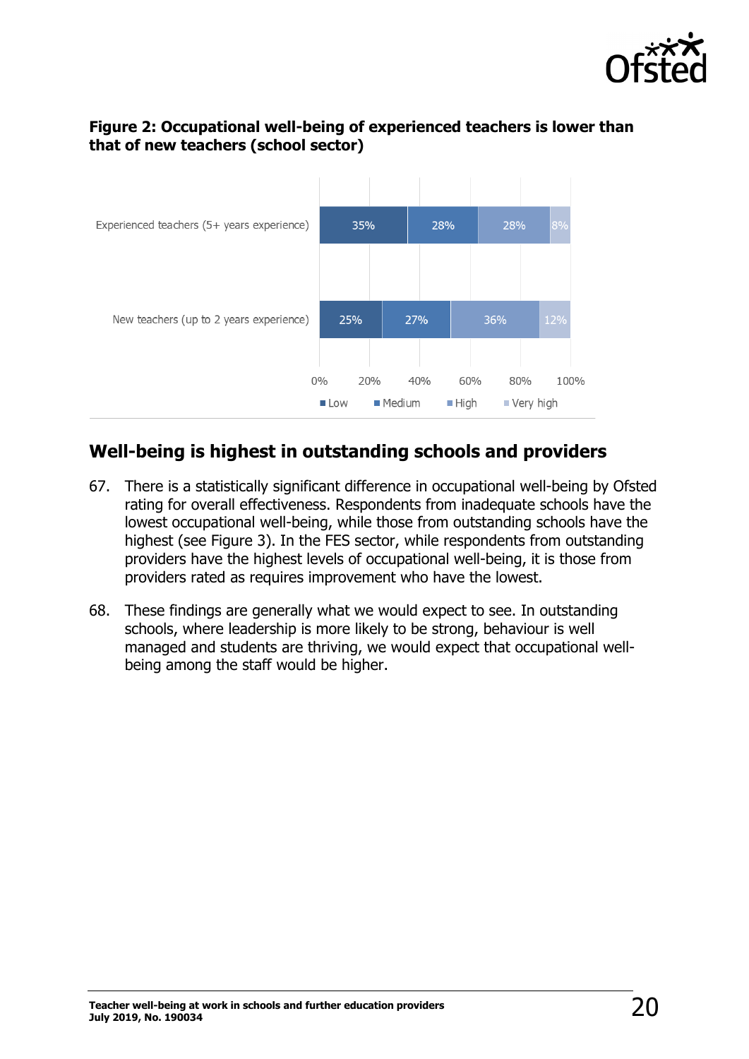**Figure 2: Occupational well-being of experienced teachers is lower than that of new teachers (school sector)**

| | Low | Medium | High | Very high |
|---|---|---|---|---|
| Experienced teachers (5+ years experience) | 35% | 28% | 28% | 8% |
| New teachers (up to 2 years experience) | 25% | 27% | 36% | 12% |

## Well-being is highest in outstanding schools and providers

67. There is a statistically significant difference in occupational well-being by Ofsted rating for overall effectiveness. Respondents from inadequate schools have the lowest occupational well-being, while those from outstanding schools have the highest (see Figure 3). In the FES sector, while respondents from outstanding providers have the highest levels of occupational well-being, it is those from providers rated as requires improvement who have the lowest.

68. These findings are generally what we would expect to see. In outstanding schools, where leadership is more likely to be strong, behaviour is well managed and students are thriving, we would expect that occupational well-being among the staff would be higher.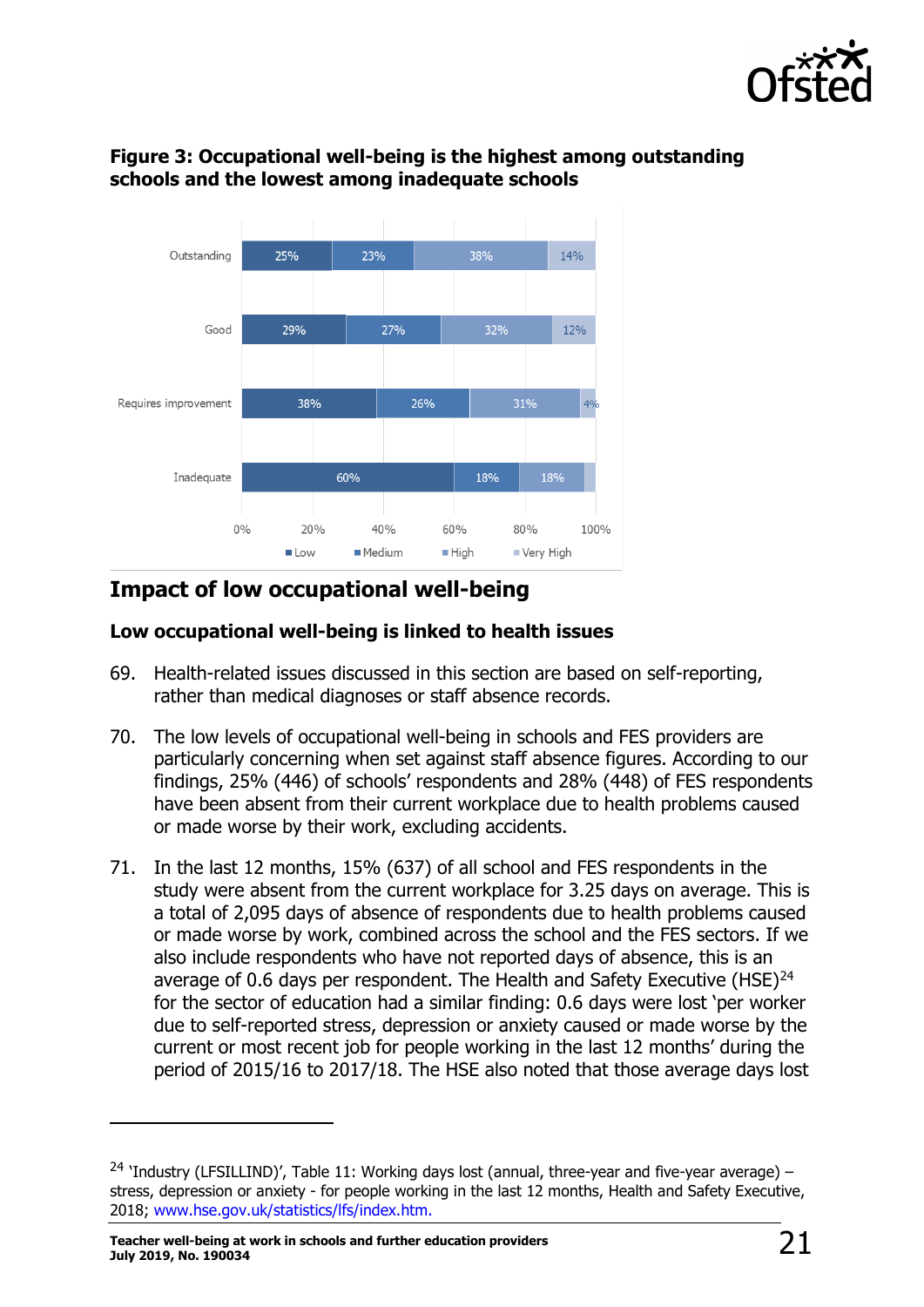**Figure 3: Occupational well-being is the highest among outstanding schools and the lowest among inadequate schools**

| | Low | Medium | High | Very High |
|---|---|---|---|---|
| Outstanding | 25% | 23% | 38% | 14% |
| Good | 29% | 27% | 32% | 12% |
| Requires improvement | 38% | 26% | 31% | 4% |
| Inadequate | 60% | 18% | 18% | |

## Impact of low occupational well-being

### Low occupational well-being is linked to health issues

69. Health-related issues discussed in this section are based on self-reporting, rather than medical diagnoses or staff absence records.

70. The low levels of occupational well-being in schools and FES providers are particularly concerning when set against staff absence figures. According to our findings, 25% (446) of schools' respondents and 28% (448) of FES respondents have been absent from their current workplace due to health problems caused or made worse by their work, excluding accidents.

71. In the last 12 months, 15% (637) of all school and FES respondents in the study were absent from the current workplace for 3.25 days on average. This is a total of 2,095 days of absence of respondents due to health problems caused or made worse by work, combined across the school and the FES sectors. If we also include respondents who have not reported days of absence, this is an average of 0.6 days per respondent. The Health and Safety Executive (HSE)[24] for the sector of education had a similar finding: 0.6 days were lost 'per worker due to self-reported stress, depression or anxiety caused or made worse by the current or most recent job for people working in the last 12 months' during the period of 2015/16 to 2017/18. The HSE also noted that those average days lost

[24] 'Industry (LFSILLIND)', Table 11: Working days lost (annual, three-year and five-year average) – stress, depression or anxiety - for people working in the last 12 months, Health and Safety Executive, 2018; www.hse.gov.uk/statistics/lfs/index.htm.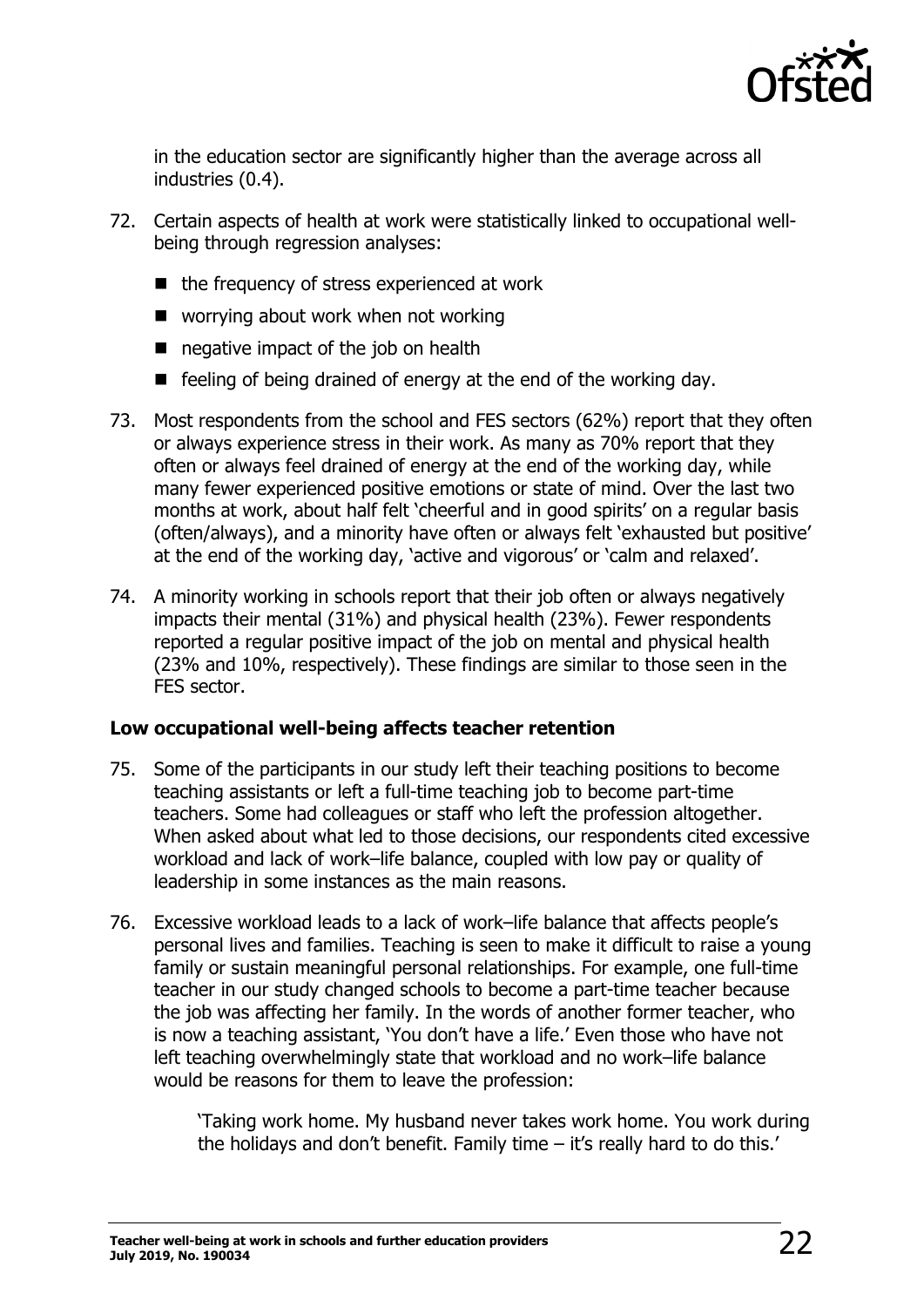in the education sector are significantly higher than the average across all industries (0.4).

72. Certain aspects of health at work were statistically linked to occupational well-being through regression analyses:

    - the frequency of stress experienced at work
    - worrying about work when not working
    - negative impact of the job on health
    - feeling of being drained of energy at the end of the working day.

73. Most respondents from the school and FES sectors (62%) report that they often or always experience stress in their work. As many as 70% report that they often or always feel drained of energy at the end of the working day, while many fewer experienced positive emotions or state of mind. Over the last two months at work, about half felt 'cheerful and in good spirits' on a regular basis (often/always), and a minority have often or always felt 'exhausted but positive' at the end of the working day, 'active and vigorous' or 'calm and relaxed'.

74. A minority working in schools report that their job often or always negatively impacts their mental (31%) and physical health (23%). Fewer respondents reported a regular positive impact of the job on mental and physical health (23% and 10%, respectively). These findings are similar to those seen in the FES sector.

### Low occupational well-being affects teacher retention

75. Some of the participants in our study left their teaching positions to become teaching assistants or left a full-time teaching job to become part-time teachers. Some had colleagues or staff who left the profession altogether. When asked about what led to those decisions, our respondents cited excessive workload and lack of work–life balance, coupled with low pay or quality of leadership in some instances as the main reasons.

76. Excessive workload leads to a lack of work–life balance that affects people's personal lives and families. Teaching is seen to make it difficult to raise a young family or sustain meaningful personal relationships. For example, one full-time teacher in our study changed schools to become a part-time teacher because the job was affecting her family. In the words of another former teacher, who is now a teaching assistant, 'You don't have a life.' Even those who have not left teaching overwhelmingly state that workload and no work–life balance would be reasons for them to leave the profession:

    > 'Taking work home. My husband never takes work home. You work during the holidays and don't benefit. Family time – it's really hard to do this.'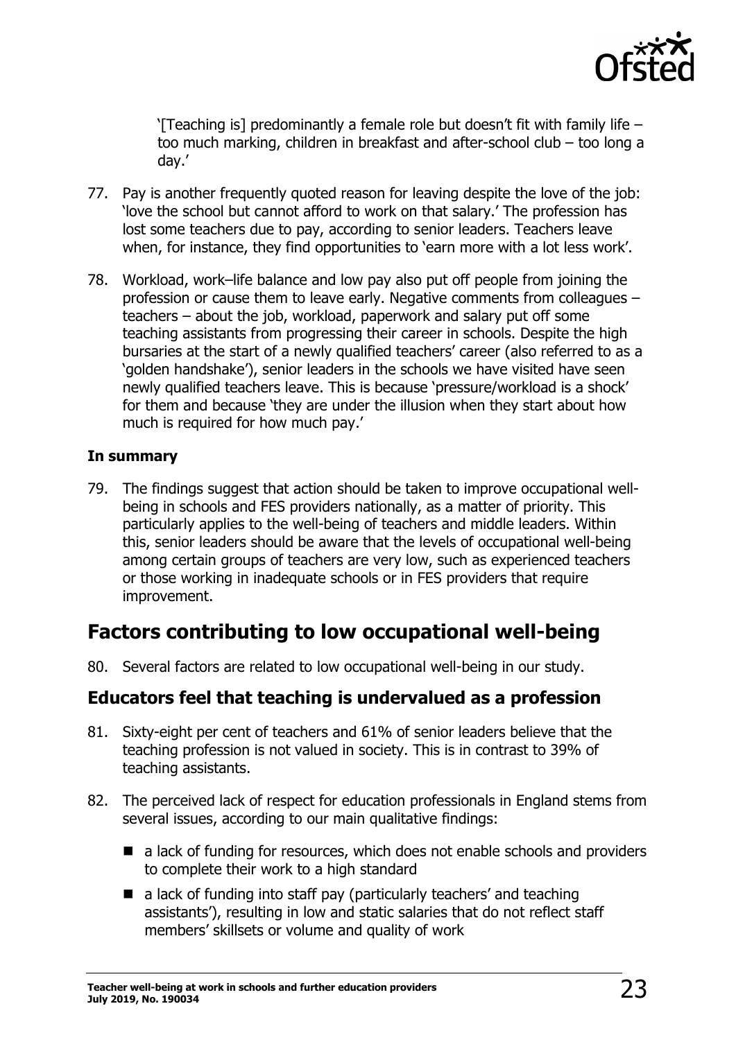> '[Teaching is] predominantly a female role but doesn't fit with family life – too much marking, children in breakfast and after-school club – too long a day.'

77. Pay is another frequently quoted reason for leaving despite the love of the job: 'love the school but cannot afford to work on that salary.' The profession has lost some teachers due to pay, according to senior leaders. Teachers leave when, for instance, they find opportunities to 'earn more with a lot less work'.

78. Workload, work–life balance and low pay also put off people from joining the profession or cause them to leave early. Negative comments from colleagues – teachers – about the job, workload, paperwork and salary put off some teaching assistants from progressing their career in schools. Despite the high bursaries at the start of a newly qualified teachers' career (also referred to as a 'golden handshake'), senior leaders in the schools we have visited have seen newly qualified teachers leave. This is because 'pressure/workload is a shock' for them and because 'they are under the illusion when they start about how much is required for how much pay.'

**In summary**

79. The findings suggest that action should be taken to improve occupational well-being in schools and FES providers nationally, as a matter of priority. This particularly applies to the well-being of teachers and middle leaders. Within this, senior leaders should be aware that the levels of occupational well-being among certain groups of teachers are very low, such as experienced teachers or those working in inadequate schools or in FES providers that require improvement.

## Factors contributing to low occupational well-being

80. Several factors are related to low occupational well-being in our study.

### Educators feel that teaching is undervalued as a profession

81. Sixty-eight per cent of teachers and 61% of senior leaders believe that the teaching profession is not valued in society. This is in contrast to 39% of teaching assistants.

82. The perceived lack of respect for education professionals in England stems from several issues, according to our main qualitative findings:

    - a lack of funding for resources, which does not enable schools and providers to complete their work to a high standard
    - a lack of funding into staff pay (particularly teachers' and teaching assistants'), resulting in low and static salaries that do not reflect staff members' skillsets or volume and quality of work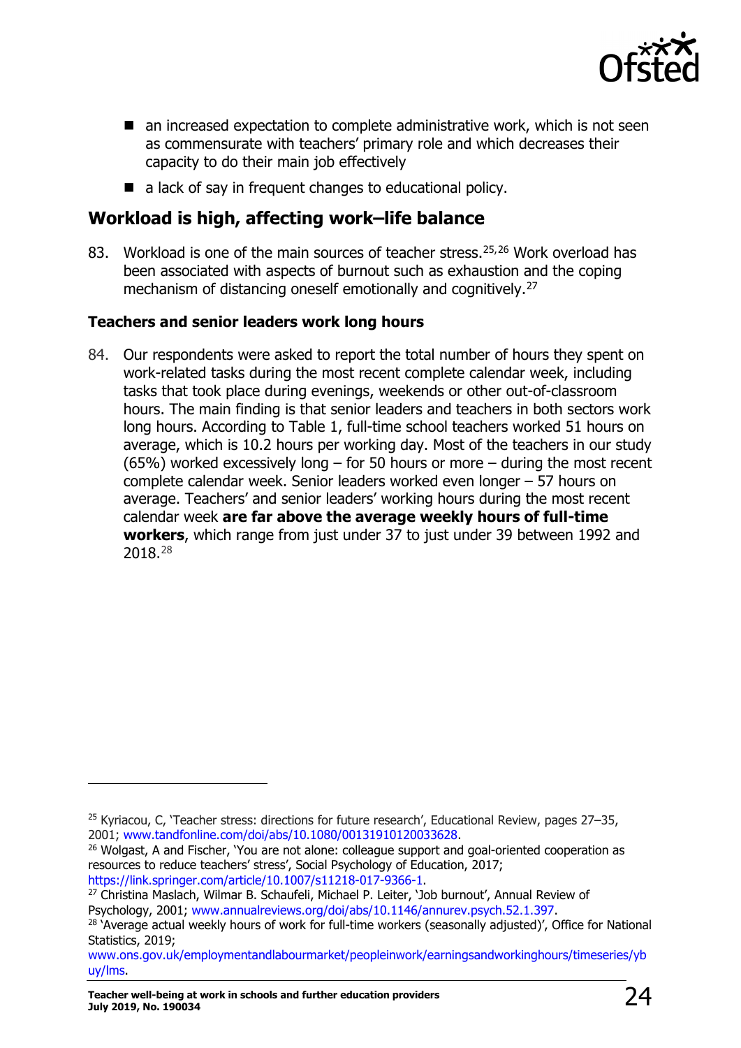- an increased expectation to complete administrative work, which is not seen as commensurate with teachers' primary role and which decreases their capacity to do their main job effectively
- a lack of say in frequent changes to educational policy.

## Workload is high, affecting work–life balance

83. Workload is one of the main sources of teacher stress.[25,26] Work overload has been associated with aspects of burnout such as exhaustion and the coping mechanism of distancing oneself emotionally and cognitively.[27]

### Teachers and senior leaders work long hours

84. Our respondents were asked to report the total number of hours they spent on work-related tasks during the most recent complete calendar week, including tasks that took place during evenings, weekends or other out-of-classroom hours. The main finding is that senior leaders and teachers in both sectors work long hours. According to Table 1, full-time school teachers worked 51 hours on average, which is 10.2 hours per working day. Most of the teachers in our study (65%) worked excessively long – for 50 hours or more – during the most recent complete calendar week. Senior leaders worked even longer – 57 hours on average. Teachers' and senior leaders' working hours during the most recent calendar week **are far above the average weekly hours of full-time workers**, which range from just under 37 to just under 39 between 1992 and 2018.[28]

---

[25] Kyriacou, C, 'Teacher stress: directions for future research', Educational Review, pages 27–35, 2001; www.tandfonline.com/doi/abs/10.1080/00131910120033628.

[26] Wolgast, A and Fischer, 'You are not alone: colleague support and goal-oriented cooperation as resources to reduce teachers' stress', Social Psychology of Education, 2017; https://link.springer.com/article/10.1007/s11218-017-9366-1.

[27] Christina Maslach, Wilmar B. Schaufeli, Michael P. Leiter, 'Job burnout', Annual Review of Psychology, 2001; www.annualreviews.org/doi/abs/10.1146/annurev.psych.52.1.397.

[28] 'Average actual weekly hours of work for full-time workers (seasonally adjusted)', Office for National Statistics, 2019; www.ons.gov.uk/employmentandlabourmarket/peopleinwork/earningsandworkinghours/timeseries/ybuy/lms.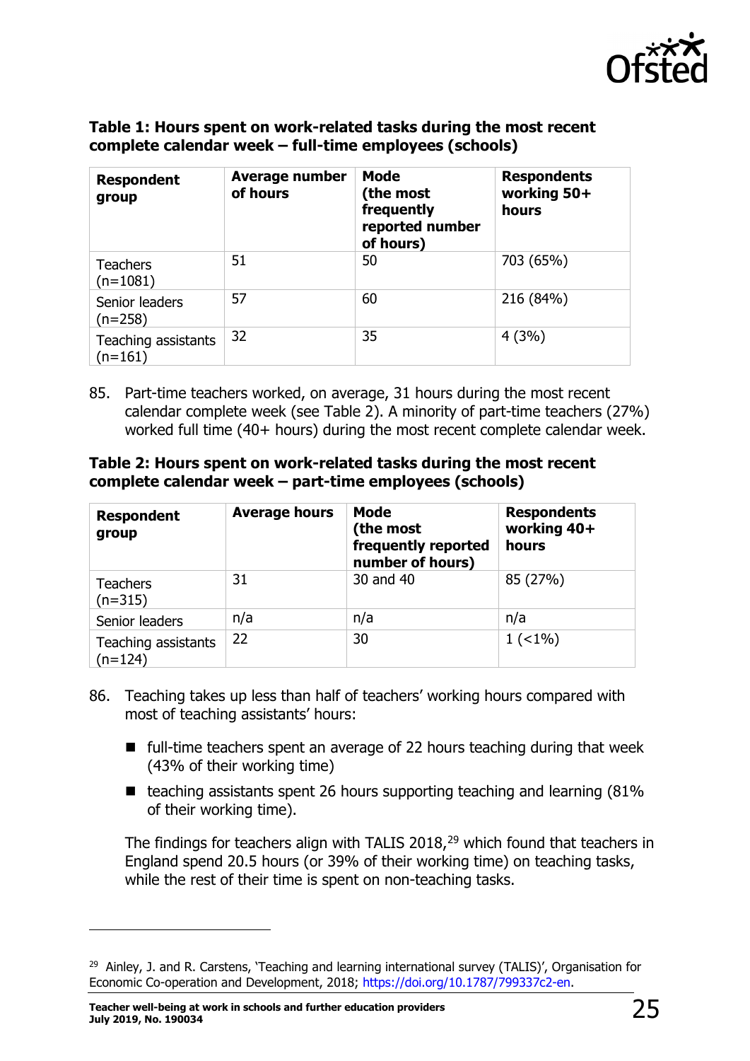**Table 1: Hours spent on work-related tasks during the most recent complete calendar week – full-time employees (schools)**

| Respondent group | Average number of hours | Mode (the most frequently reported number of hours) | Respondents working 50+ hours |
| --- | --- | --- | --- |
| Teachers (n=1081) | 51 | 50 | 703 (65%) |
| Senior leaders (n=258) | 57 | 60 | 216 (84%) |
| Teaching assistants (n=161) | 32 | 35 | 4 (3%) |

85. Part-time teachers worked, on average, 31 hours during the most recent calendar complete week (see Table 2). A minority of part-time teachers (27%) worked full time (40+ hours) during the most recent complete calendar week.

**Table 2: Hours spent on work-related tasks during the most recent complete calendar week – part-time employees (schools)**

| Respondent group | Average hours | Mode (the most frequently reported number of hours) | Respondents working 40+ hours |
| --- | --- | --- | --- |
| Teachers (n=315) | 31 | 30 and 40 | 85 (27%) |
| Senior leaders | n/a | n/a | n/a |
| Teaching assistants (n=124) | 22 | 30 | 1 (<1%) |

86. Teaching takes up less than half of teachers' working hours compared with most of teaching assistants' hours:

- full-time teachers spent an average of 22 hours teaching during that week (43% of their working time)
- teaching assistants spent 26 hours supporting teaching and learning (81% of their working time).

The findings for teachers align with TALIS 2018,[29] which found that teachers in England spend 20.5 hours (or 39% of their working time) on teaching tasks, while the rest of their time is spent on non-teaching tasks.

[29] Ainley, J. and R. Carstens, 'Teaching and learning international survey (TALIS)', Organisation for Economic Co-operation and Development, 2018; https://doi.org/10.1787/799337c2-en.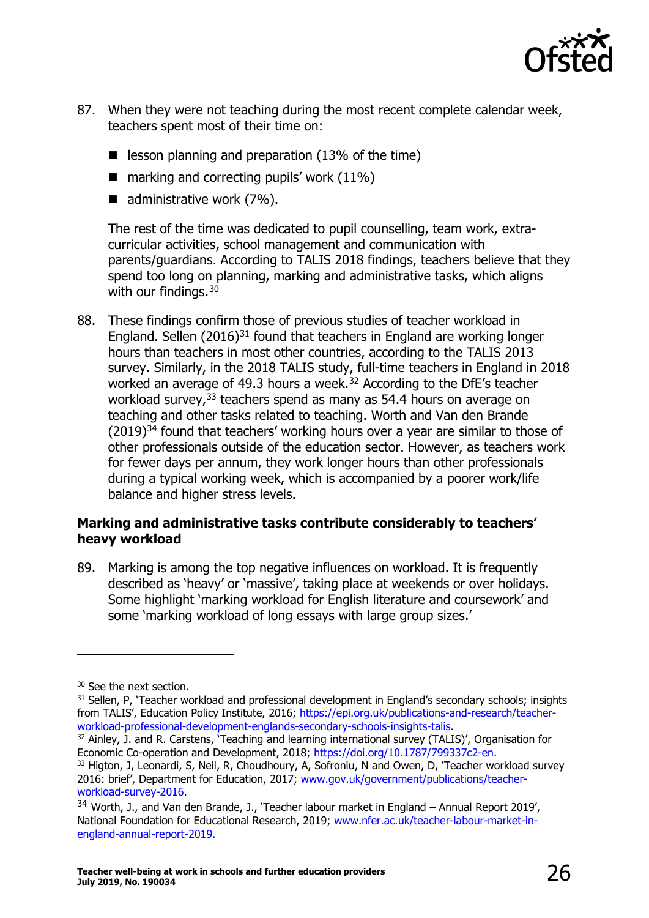87. When they were not teaching during the most recent complete calendar week, teachers spent most of their time on:

- lesson planning and preparation (13% of the time)
- marking and correcting pupils' work (11%)
- administrative work (7%).

The rest of the time was dedicated to pupil counselling, team work, extra-curricular activities, school management and communication with parents/guardians. According to TALIS 2018 findings, teachers believe that they spend too long on planning, marking and administrative tasks, which aligns with our findings.[30]

88. These findings confirm those of previous studies of teacher workload in England. Sellen (2016)[31] found that teachers in England are working longer hours than teachers in most other countries, according to the TALIS 2013 survey. Similarly, in the 2018 TALIS study, full-time teachers in England in 2018 worked an average of 49.3 hours a week.[32] According to the DfE's teacher workload survey,[33] teachers spend as many as 54.4 hours on average on teaching and other tasks related to teaching. Worth and Van den Brande (2019)[34] found that teachers' working hours over a year are similar to those of other professionals outside of the education sector. However, as teachers work for fewer days per annum, they work longer hours than other professionals during a typical working week, which is accompanied by a poorer work/life balance and higher stress levels.

### Marking and administrative tasks contribute considerably to teachers' heavy workload

89. Marking is among the top negative influences on workload. It is frequently described as 'heavy' or 'massive', taking place at weekends or over holidays. Some highlight 'marking workload for English literature and coursework' and some 'marking workload of long essays with large group sizes.'

---

[30] See the next section.

[31] Sellen, P, 'Teacher workload and professional development in England's secondary schools; insights from TALIS', Education Policy Institute, 2016; https://epi.org.uk/publications-and-research/teacher-workload-professional-development-englands-secondary-schools-insights-talis.

[32] Ainley, J. and R. Carstens, 'Teaching and learning international survey (TALIS)', Organisation for Economic Co-operation and Development, 2018; https://doi.org/10.1787/799337c2-en.

[33] Higton, J, Leonardi, S, Neil, R, Choudhoury, A, Sofroniu, N and Owen, D, 'Teacher workload survey 2016: brief', Department for Education, 2017; www.gov.uk/government/publications/teacher-workload-survey-2016.

[34] Worth, J., and Van den Brande, J., 'Teacher labour market in England – Annual Report 2019', National Foundation for Educational Research, 2019; www.nfer.ac.uk/teacher-labour-market-in-england-annual-report-2019.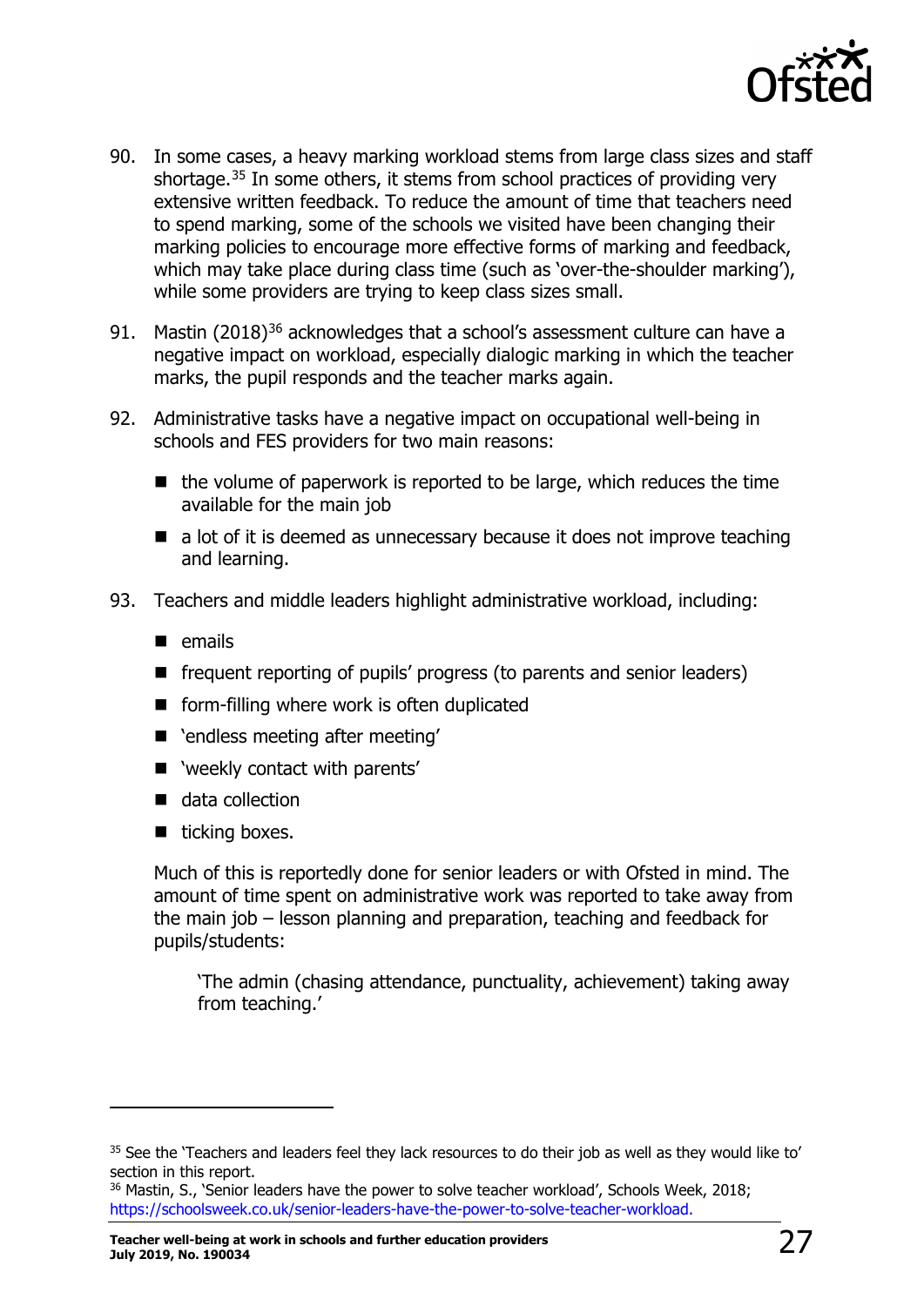90. In some cases, a heavy marking workload stems from large class sizes and staff shortage.[35] In some others, it stems from school practices of providing very extensive written feedback. To reduce the amount of time that teachers need to spend marking, some of the schools we visited have been changing their marking policies to encourage more effective forms of marking and feedback, which may take place during class time (such as 'over-the-shoulder marking'), while some providers are trying to keep class sizes small.

91. Mastin (2018)[36] acknowledges that a school's assessment culture can have a negative impact on workload, especially dialogic marking in which the teacher marks, the pupil responds and the teacher marks again.

92. Administrative tasks have a negative impact on occupational well-being in schools and FES providers for two main reasons:

    - the volume of paperwork is reported to be large, which reduces the time available for the main job
    - a lot of it is deemed as unnecessary because it does not improve teaching and learning.

93. Teachers and middle leaders highlight administrative workload, including:

    - emails
    - frequent reporting of pupils' progress (to parents and senior leaders)
    - form-filling where work is often duplicated
    - 'endless meeting after meeting'
    - 'weekly contact with parents'
    - data collection
    - ticking boxes.

    Much of this is reportedly done for senior leaders or with Ofsted in mind. The amount of time spent on administrative work was reported to take away from the main job – lesson planning and preparation, teaching and feedback for pupils/students:

    > 'The admin (chasing attendance, punctuality, achievement) taking away from teaching.'

---

[35] See the 'Teachers and leaders feel they lack resources to do their job as well as they would like to' section in this report.

[36] Mastin, S., 'Senior leaders have the power to solve teacher workload', Schools Week, 2018; https://schoolsweek.co.uk/senior-leaders-have-the-power-to-solve-teacher-workload.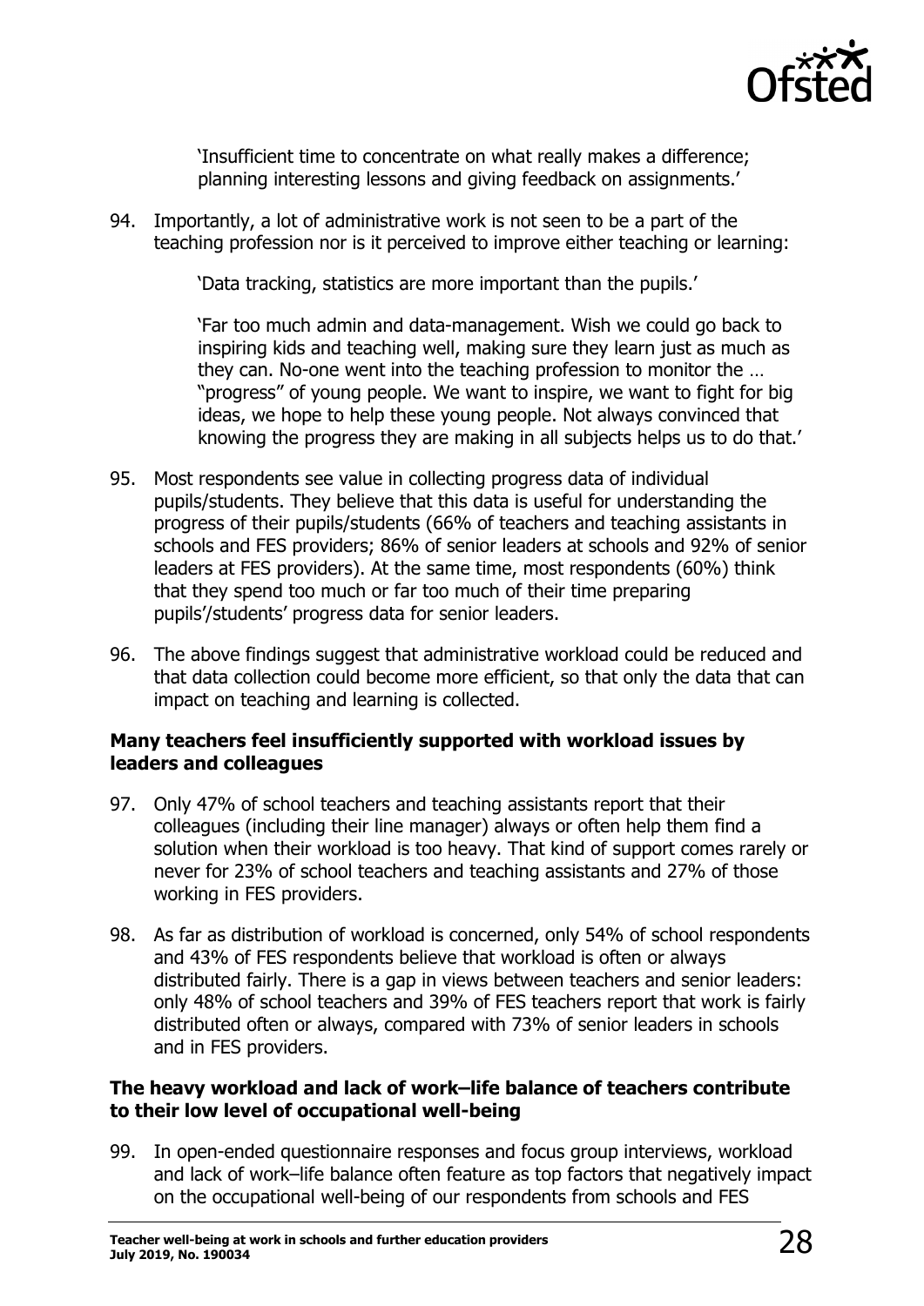> 'Insufficient time to concentrate on what really makes a difference; planning interesting lessons and giving feedback on assignments.'

94. Importantly, a lot of administrative work is not seen to be a part of the teaching profession nor is it perceived to improve either teaching or learning:

> 'Data tracking, statistics are more important than the pupils.'
>
> 'Far too much admin and data-management. Wish we could go back to inspiring kids and teaching well, making sure they learn just as much as they can. No-one went into the teaching profession to monitor the … "progress" of young people. We want to inspire, we want to fight for big ideas, we hope to help these young people. Not always convinced that knowing the progress they are making in all subjects helps us to do that.'

95. Most respondents see value in collecting progress data of individual pupils/students. They believe that this data is useful for understanding the progress of their pupils/students (66% of teachers and teaching assistants in schools and FES providers; 86% of senior leaders at schools and 92% of senior leaders at FES providers). At the same time, most respondents (60%) think that they spend too much or far too much of their time preparing pupils'/students' progress data for senior leaders.

96. The above findings suggest that administrative workload could be reduced and that data collection could become more efficient, so that only the data that can impact on teaching and learning is collected.

**Many teachers feel insufficiently supported with workload issues by leaders and colleagues**

97. Only 47% of school teachers and teaching assistants report that their colleagues (including their line manager) always or often help them find a solution when their workload is too heavy. That kind of support comes rarely or never for 23% of school teachers and teaching assistants and 27% of those working in FES providers.

98. As far as distribution of workload is concerned, only 54% of school respondents and 43% of FES respondents believe that workload is often or always distributed fairly. There is a gap in views between teachers and senior leaders: only 48% of school teachers and 39% of FES teachers report that work is fairly distributed often or always, compared with 73% of senior leaders in schools and in FES providers.

**The heavy workload and lack of work–life balance of teachers contribute to their low level of occupational well-being**

99. In open-ended questionnaire responses and focus group interviews, workload and lack of work–life balance often feature as top factors that negatively impact on the occupational well-being of our respondents from schools and FES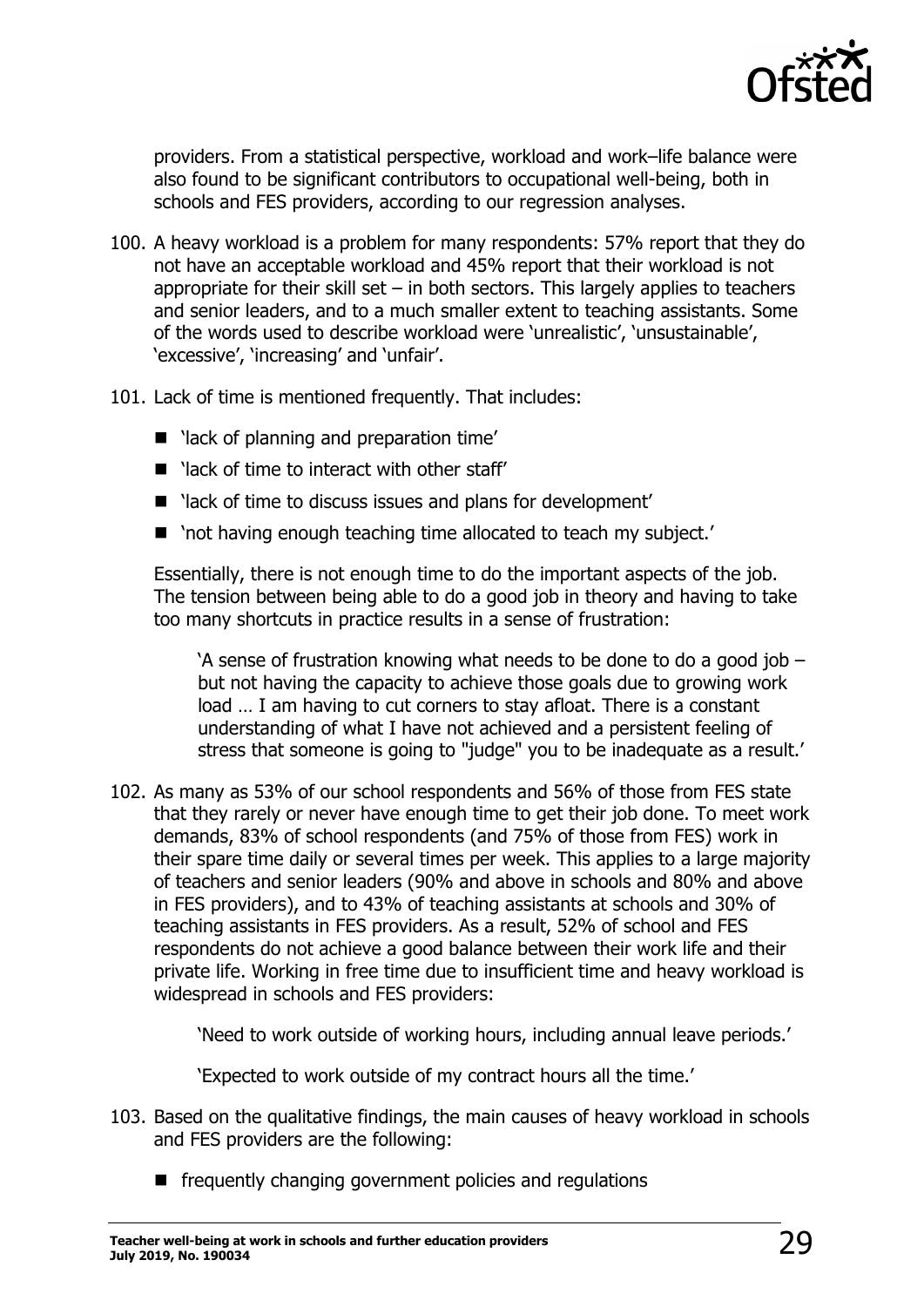providers. From a statistical perspective, workload and work–life balance were also found to be significant contributors to occupational well-being, both in schools and FES providers, according to our regression analyses.

100. A heavy workload is a problem for many respondents: 57% report that they do not have an acceptable workload and 45% report that their workload is not appropriate for their skill set – in both sectors. This largely applies to teachers and senior leaders, and to a much smaller extent to teaching assistants. Some of the words used to describe workload were 'unrealistic', 'unsustainable', 'excessive', 'increasing' and 'unfair'.

101. Lack of time is mentioned frequently. That includes:

- 'lack of planning and preparation time'
- 'lack of time to interact with other staff'
- 'lack of time to discuss issues and plans for development'
- 'not having enough teaching time allocated to teach my subject.'

Essentially, there is not enough time to do the important aspects of the job. The tension between being able to do a good job in theory and having to take too many shortcuts in practice results in a sense of frustration:

> 'A sense of frustration knowing what needs to be done to do a good job – but not having the capacity to achieve those goals due to growing work load … I am having to cut corners to stay afloat. There is a constant understanding of what I have not achieved and a persistent feeling of stress that someone is going to "judge" you to be inadequate as a result.'

102. As many as 53% of our school respondents and 56% of those from FES state that they rarely or never have enough time to get their job done. To meet work demands, 83% of school respondents (and 75% of those from FES) work in their spare time daily or several times per week. This applies to a large majority of teachers and senior leaders (90% and above in schools and 80% and above in FES providers), and to 43% of teaching assistants at schools and 30% of teaching assistants in FES providers. As a result, 52% of school and FES respondents do not achieve a good balance between their work life and their private life. Working in free time due to insufficient time and heavy workload is widespread in schools and FES providers:

> 'Need to work outside of working hours, including annual leave periods.'
>
> 'Expected to work outside of my contract hours all the time.'

103. Based on the qualitative findings, the main causes of heavy workload in schools and FES providers are the following:

- frequently changing government policies and regulations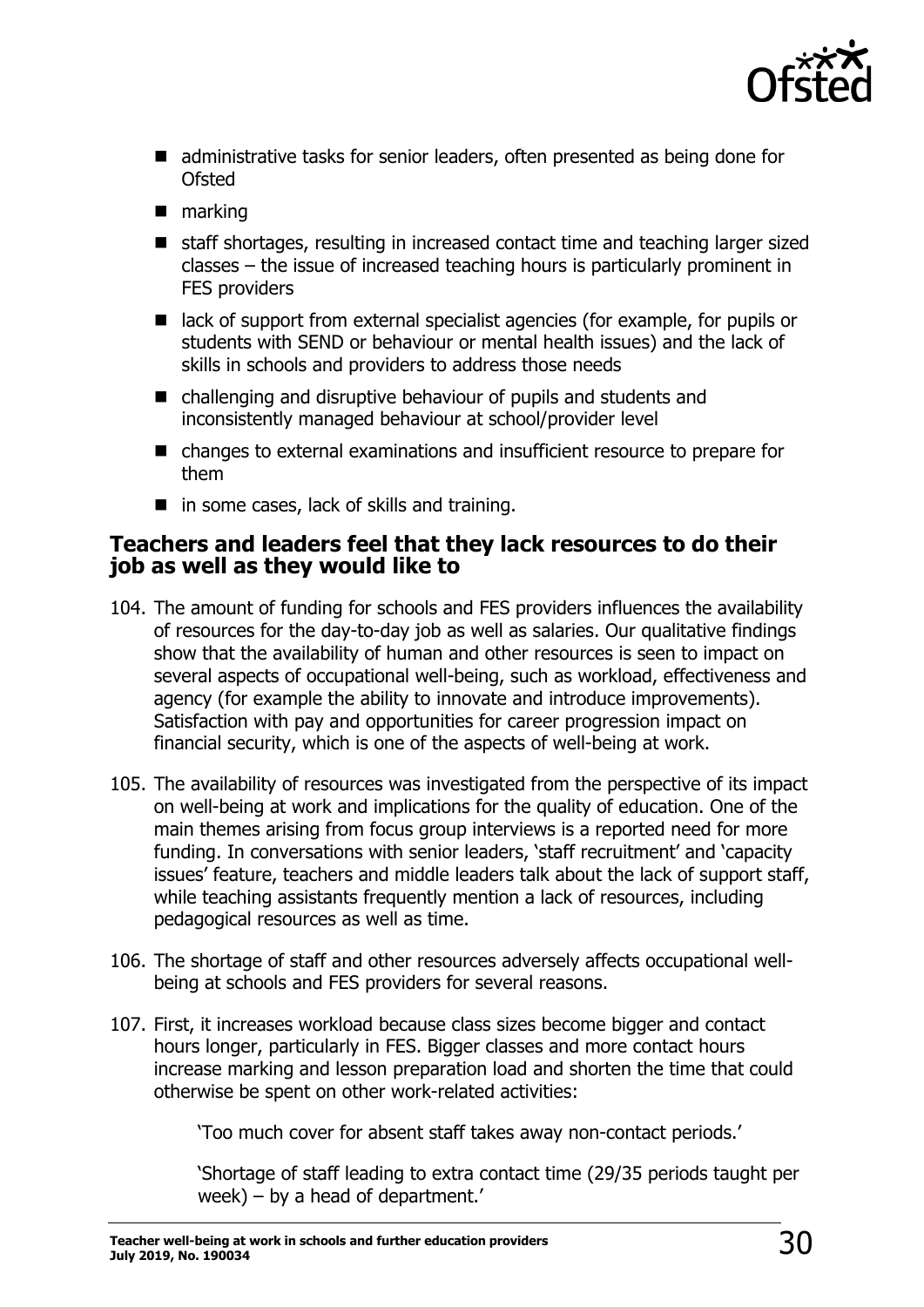- administrative tasks for senior leaders, often presented as being done for Ofsted
- marking
- staff shortages, resulting in increased contact time and teaching larger sized classes – the issue of increased teaching hours is particularly prominent in FES providers
- lack of support from external specialist agencies (for example, for pupils or students with SEND or behaviour or mental health issues) and the lack of skills in schools and providers to address those needs
- challenging and disruptive behaviour of pupils and students and inconsistently managed behaviour at school/provider level
- changes to external examinations and insufficient resource to prepare for them
- in some cases, lack of skills and training.

### Teachers and leaders feel that they lack resources to do their job as well as they would like to

104. The amount of funding for schools and FES providers influences the availability of resources for the day-to-day job as well as salaries. Our qualitative findings show that the availability of human and other resources is seen to impact on several aspects of occupational well-being, such as workload, effectiveness and agency (for example the ability to innovate and introduce improvements). Satisfaction with pay and opportunities for career progression impact on financial security, which is one of the aspects of well-being at work.

105. The availability of resources was investigated from the perspective of its impact on well-being at work and implications for the quality of education. One of the main themes arising from focus group interviews is a reported need for more funding. In conversations with senior leaders, 'staff recruitment' and 'capacity issues' feature, teachers and middle leaders talk about the lack of support staff, while teaching assistants frequently mention a lack of resources, including pedagogical resources as well as time.

106. The shortage of staff and other resources adversely affects occupational well-being at schools and FES providers for several reasons.

107. First, it increases workload because class sizes become bigger and contact hours longer, particularly in FES. Bigger classes and more contact hours increase marking and lesson preparation load and shorten the time that could otherwise be spent on other work-related activities:

> 'Too much cover for absent staff takes away non-contact periods.'
>
> 'Shortage of staff leading to extra contact time (29/35 periods taught per week) – by a head of department.'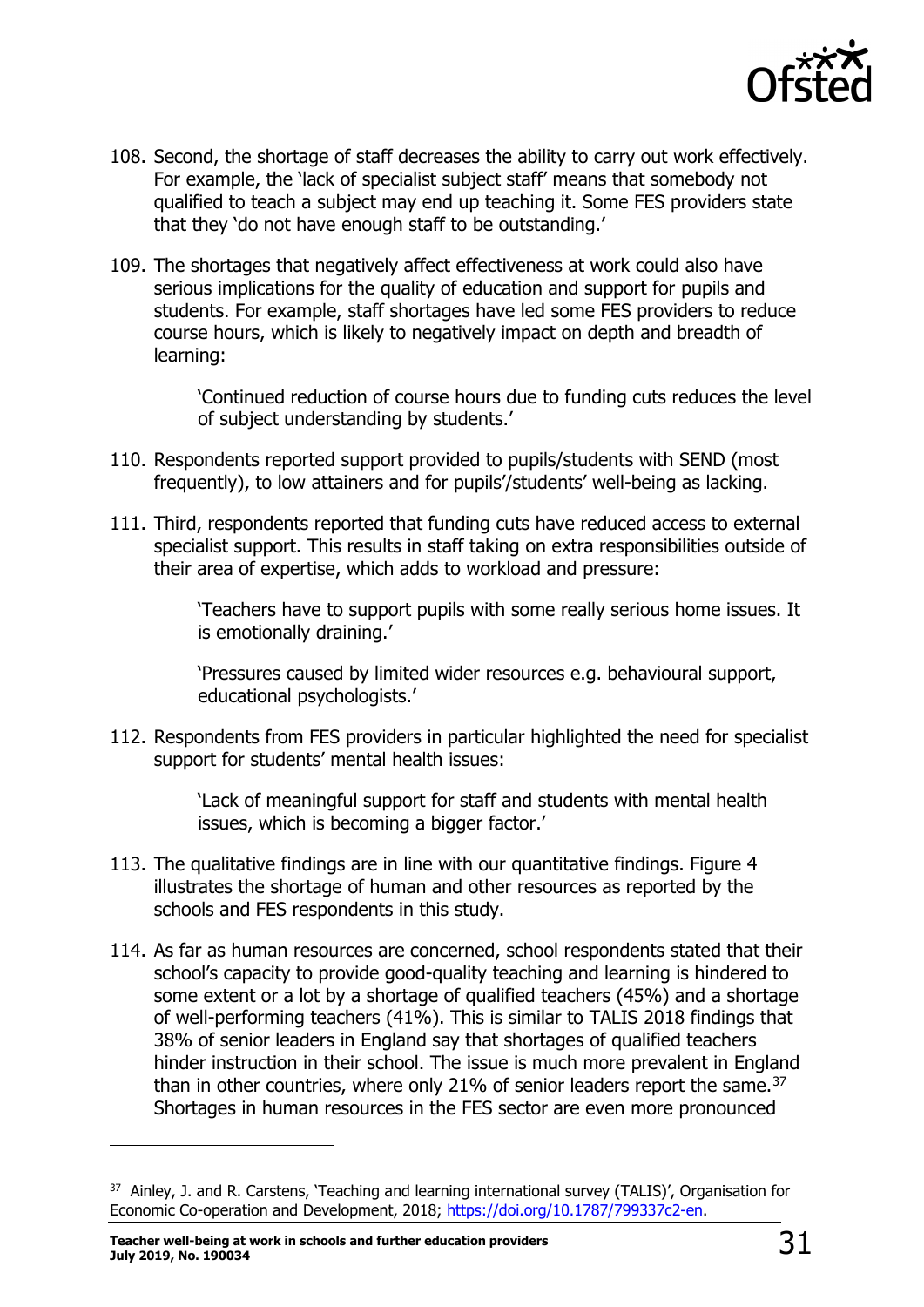108. Second, the shortage of staff decreases the ability to carry out work effectively. For example, the 'lack of specialist subject staff' means that somebody not qualified to teach a subject may end up teaching it. Some FES providers state that they 'do not have enough staff to be outstanding.'

109. The shortages that negatively affect effectiveness at work could also have serious implications for the quality of education and support for pupils and students. For example, staff shortages have led some FES providers to reduce course hours, which is likely to negatively impact on depth and breadth of learning:

   > 'Continued reduction of course hours due to funding cuts reduces the level of subject understanding by students.'

110. Respondents reported support provided to pupils/students with SEND (most frequently), to low attainers and for pupils'/students' well-being as lacking.

111. Third, respondents reported that funding cuts have reduced access to external specialist support. This results in staff taking on extra responsibilities outside of their area of expertise, which adds to workload and pressure:

   > 'Teachers have to support pupils with some really serious home issues. It is emotionally draining.'
   >
   > 'Pressures caused by limited wider resources e.g. behavioural support, educational psychologists.'

112. Respondents from FES providers in particular highlighted the need for specialist support for students' mental health issues:

   > 'Lack of meaningful support for staff and students with mental health issues, which is becoming a bigger factor.'

113. The qualitative findings are in line with our quantitative findings. Figure 4 illustrates the shortage of human and other resources as reported by the schools and FES respondents in this study.

114. As far as human resources are concerned, school respondents stated that their school's capacity to provide good-quality teaching and learning is hindered to some extent or a lot by a shortage of qualified teachers (45%) and a shortage of well-performing teachers (41%). This is similar to TALIS 2018 findings that 38% of senior leaders in England say that shortages of qualified teachers hinder instruction in their school. The issue is much more prevalent in England than in other countries, where only 21% of senior leaders report the same.[37] Shortages in human resources in the FES sector are even more pronounced

[37] Ainley, J. and R. Carstens, 'Teaching and learning international survey (TALIS)', Organisation for Economic Co-operation and Development, 2018; https://doi.org/10.1787/799337c2-en.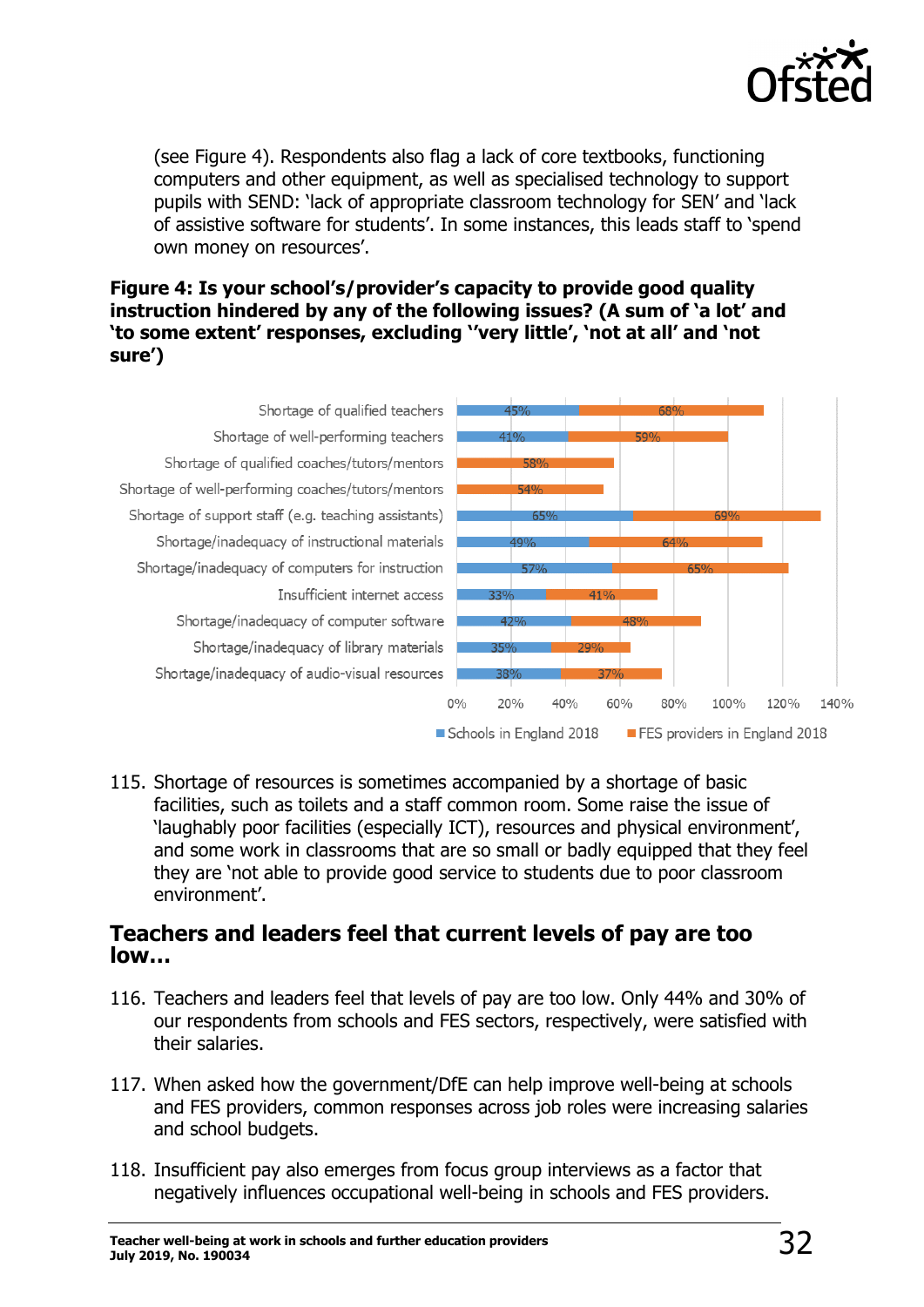(see Figure 4). Respondents also flag a lack of core textbooks, functioning computers and other equipment, as well as specialised technology to support pupils with SEND: 'lack of appropriate classroom technology for SEN' and 'lack of assistive software for students'. In some instances, this leads staff to 'spend own money on resources'.

**Figure 4: Is your school's/provider's capacity to provide good quality instruction hindered by any of the following issues? (A sum of 'a lot' and 'to some extent' responses, excluding ''very little', 'not at all' and 'not sure')**

| | Schools in England 2018 | FES providers in England 2018 |
|---|---|---|
| Shortage of qualified teachers | 45% | 68% |
| Shortage of well-performing teachers | 41% | 59% |
| Shortage of qualified coaches/tutors/mentors | | 58% |
| Shortage of well-performing coaches/tutors/mentors | | 54% |
| Shortage of support staff (e.g. teaching assistants) | 65% | 69% |
| Shortage/inadequacy of instructional materials | 49% | 64% |
| Shortage/inadequacy of computers for instruction | 57% | 65% |
| Insufficient internet access | 33% | 41% |
| Shortage/inadequacy of computer software | 42% | 48% |
| Shortage/inadequacy of library materials | 35% | 29% |
| Shortage/inadequacy of audio-visual resources | 38% | 37% |

115. Shortage of resources is sometimes accompanied by a shortage of basic facilities, such as toilets and a staff common room. Some raise the issue of 'laughably poor facilities (especially ICT), resources and physical environment', and some work in classrooms that are so small or badly equipped that they feel they are 'not able to provide good service to students due to poor classroom environment'.

## Teachers and leaders feel that current levels of pay are too low…

116. Teachers and leaders feel that levels of pay are too low. Only 44% and 30% of our respondents from schools and FES sectors, respectively, were satisfied with their salaries.

117. When asked how the government/DfE can help improve well-being at schools and FES providers, common responses across job roles were increasing salaries and school budgets.

118. Insufficient pay also emerges from focus group interviews as a factor that negatively influences occupational well-being in schools and FES providers.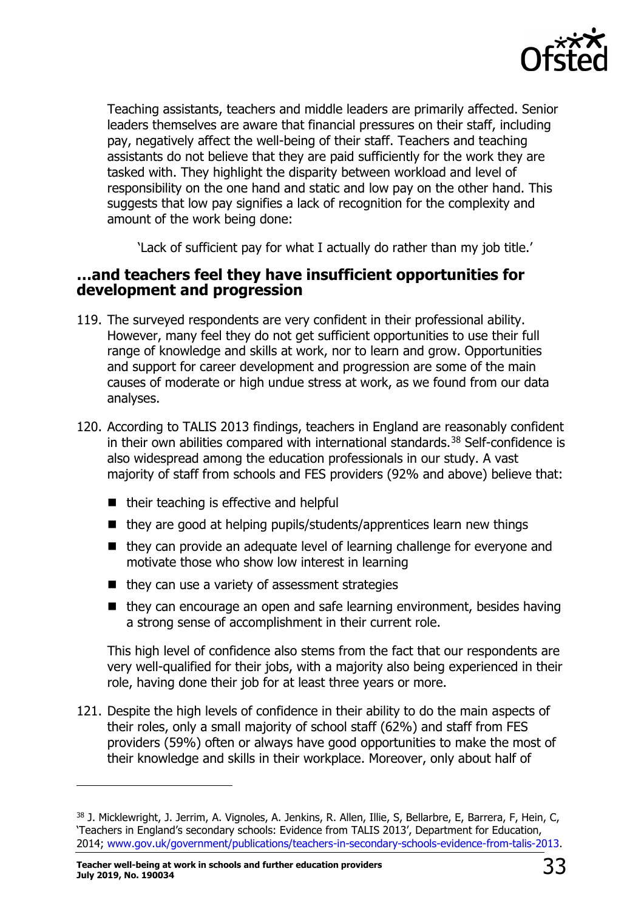Teaching assistants, teachers and middle leaders are primarily affected. Senior leaders themselves are aware that financial pressures on their staff, including pay, negatively affect the well-being of their staff. Teachers and teaching assistants do not believe that they are paid sufficiently for the work they are tasked with. They highlight the disparity between workload and level of responsibility on the one hand and static and low pay on the other hand. This suggests that low pay signifies a lack of recognition for the complexity and amount of the work being done:

> 'Lack of sufficient pay for what I actually do rather than my job title.'

### …and teachers feel they have insufficient opportunities for development and progression

119. The surveyed respondents are very confident in their professional ability. However, many feel they do not get sufficient opportunities to use their full range of knowledge and skills at work, nor to learn and grow. Opportunities and support for career development and progression are some of the main causes of moderate or high undue stress at work, as we found from our data analyses.

120. According to TALIS 2013 findings, teachers in England are reasonably confident in their own abilities compared with international standards.[38] Self-confidence is also widespread among the education professionals in our study. A vast majority of staff from schools and FES providers (92% and above) believe that:

    - their teaching is effective and helpful
    - they are good at helping pupils/students/apprentices learn new things
    - they can provide an adequate level of learning challenge for everyone and motivate those who show low interest in learning
    - they can use a variety of assessment strategies
    - they can encourage an open and safe learning environment, besides having a strong sense of accomplishment in their current role.

    This high level of confidence also stems from the fact that our respondents are very well-qualified for their jobs, with a majority also being experienced in their role, having done their job for at least three years or more.

121. Despite the high levels of confidence in their ability to do the main aspects of their roles, only a small majority of school staff (62%) and staff from FES providers (59%) often or always have good opportunities to make the most of their knowledge and skills in their workplace. Moreover, only about half of

---

[38] J. Micklewright, J. Jerrim, A. Vignoles, A. Jenkins, R. Allen, Illie, S, Bellarbre, E, Barrera, F, Hein, C, 'Teachers in England's secondary schools: Evidence from TALIS 2013', Department for Education, 2014; www.gov.uk/government/publications/teachers-in-secondary-schools-evidence-from-talis-2013.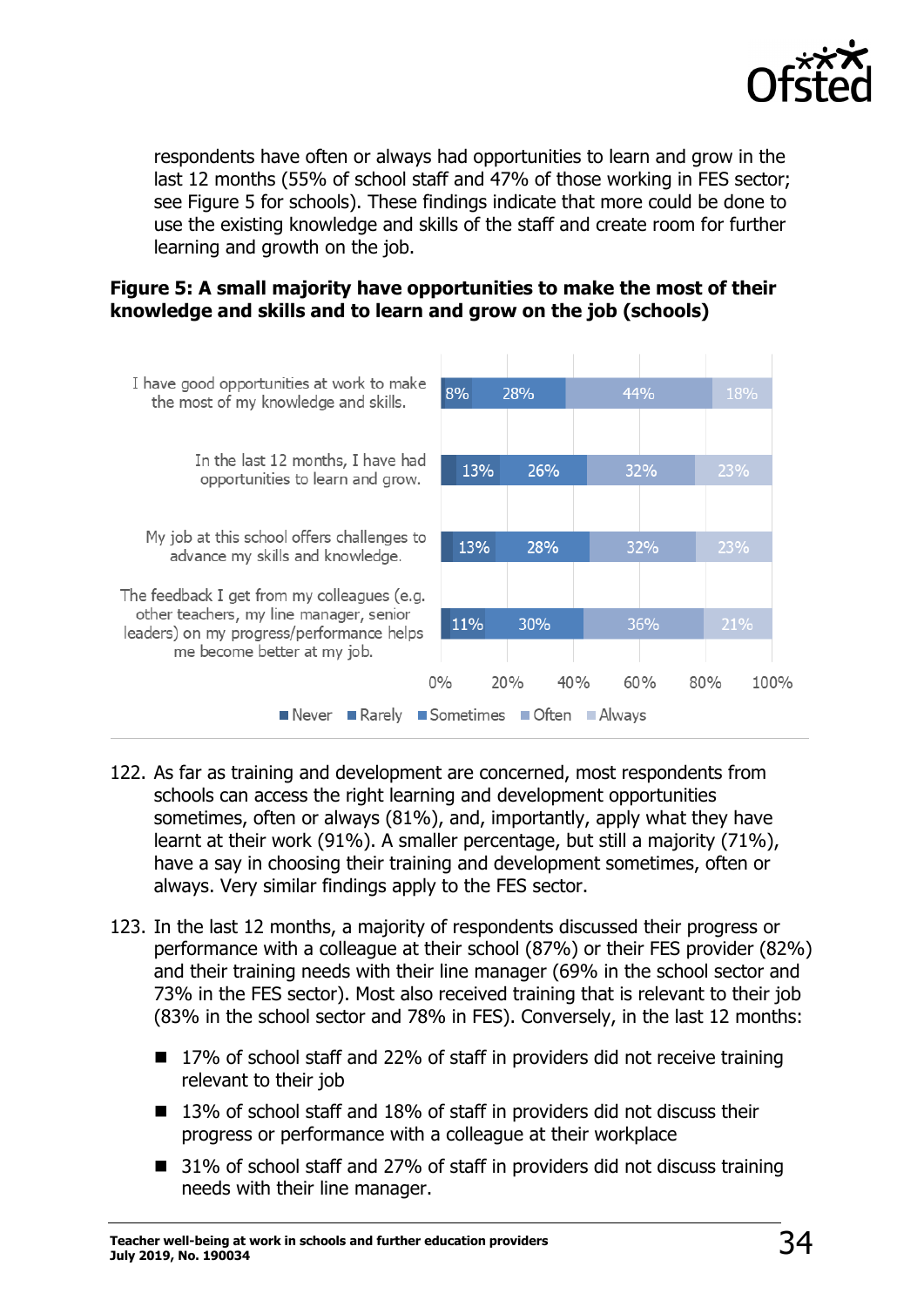respondents have often or always had opportunities to learn and grow in the last 12 months (55% of school staff and 47% of those working in FES sector; see Figure 5 for schools). These findings indicate that more could be done to use the existing knowledge and skills of the staff and create room for further learning and growth on the job.

**Figure 5: A small majority have opportunities to make the most of their knowledge and skills and to learn and grow on the job (schools)**

| Statement | Never | Rarely | Sometimes | Often | Always |
|---|---|---|---|---|---|
| I have good opportunities at work to make the most of my knowledge and skills. | | 8% | 28% | 44% | 18% |
| In the last 12 months, I have had opportunities to learn and grow. | | 13% | 26% | 32% | 23% |
| My job at this school offers challenges to advance my skills and knowledge. | | 13% | 28% | 32% | 23% |
| The feedback I get from my colleagues (e.g. other teachers, my line manager, senior leaders) on my progress/performance helps me become better at my job. | | 11% | 30% | 36% | 21% |

122. As far as training and development are concerned, most respondents from schools can access the right learning and development opportunities sometimes, often or always (81%), and, importantly, apply what they have learnt at their work (91%). A smaller percentage, but still a majority (71%), have a say in choosing their training and development sometimes, often or always. Very similar findings apply to the FES sector.

123. In the last 12 months, a majority of respondents discussed their progress or performance with a colleague at their school (87%) or their FES provider (82%) and their training needs with their line manager (69% in the school sector and 73% in the FES sector). Most also received training that is relevant to their job (83% in the school sector and 78% in FES). Conversely, in the last 12 months:

- 17% of school staff and 22% of staff in providers did not receive training relevant to their job
- 13% of school staff and 18% of staff in providers did not discuss their progress or performance with a colleague at their workplace
- 31% of school staff and 27% of staff in providers did not discuss training needs with their line manager.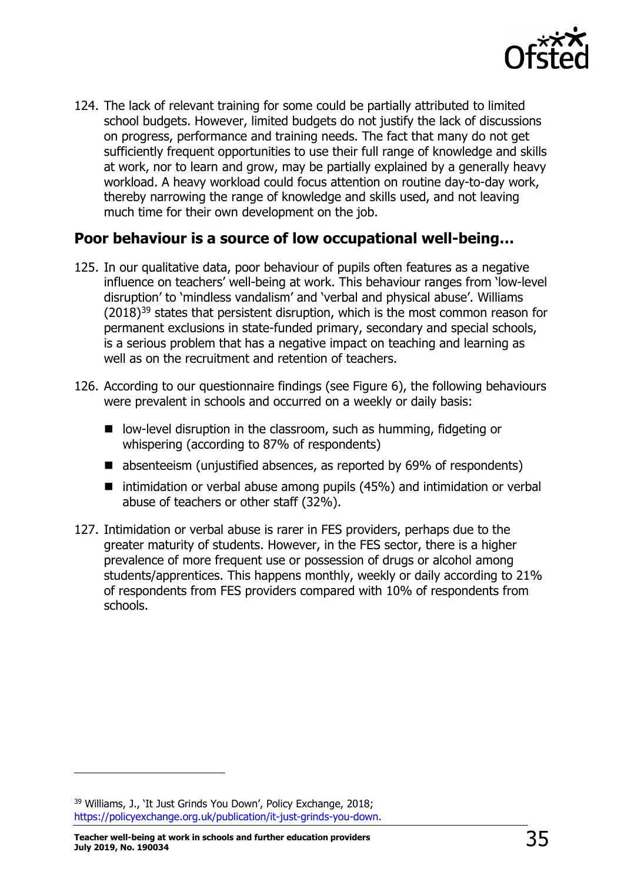124. The lack of relevant training for some could be partially attributed to limited school budgets. However, limited budgets do not justify the lack of discussions on progress, performance and training needs. The fact that many do not get sufficiently frequent opportunities to use their full range of knowledge and skills at work, nor to learn and grow, may be partially explained by a generally heavy workload. A heavy workload could focus attention on routine day-to-day work, thereby narrowing the range of knowledge and skills used, and not leaving much time for their own development on the job.

## Poor behaviour is a source of low occupational well-being…

125. In our qualitative data, poor behaviour of pupils often features as a negative influence on teachers' well-being at work. This behaviour ranges from 'low-level disruption' to 'mindless vandalism' and 'verbal and physical abuse'. Williams (2018)[39] states that persistent disruption, which is the most common reason for permanent exclusions in state-funded primary, secondary and special schools, is a serious problem that has a negative impact on teaching and learning as well as on the recruitment and retention of teachers.

126. According to our questionnaire findings (see Figure 6), the following behaviours were prevalent in schools and occurred on a weekly or daily basis:

- low-level disruption in the classroom, such as humming, fidgeting or whispering (according to 87% of respondents)
- absenteeism (unjustified absences, as reported by 69% of respondents)
- intimidation or verbal abuse among pupils (45%) and intimidation or verbal abuse of teachers or other staff (32%).

127. Intimidation or verbal abuse is rarer in FES providers, perhaps due to the greater maturity of students. However, in the FES sector, there is a higher prevalence of more frequent use or possession of drugs or alcohol among students/apprentices. This happens monthly, weekly or daily according to 21% of respondents from FES providers compared with 10% of respondents from schools.

---

[39] Williams, J., 'It Just Grinds You Down', Policy Exchange, 2018; https://policyexchange.org.uk/publication/it-just-grinds-you-down.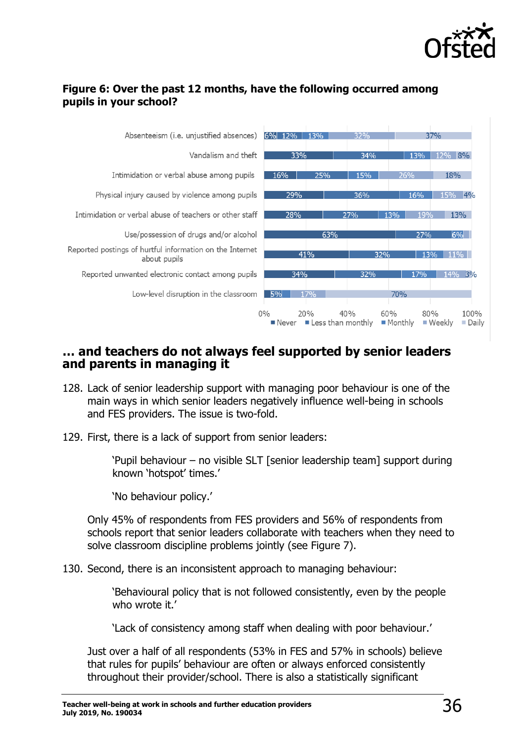**Figure 6: Over the past 12 months, have the following occurred among pupils in your school?**

| | Never | Less than monthly | Monthly | Weekly | Daily |
|---|---|---|---|---|---|
| Absenteeism (i.e. unjustified absences) | 6% | 12% | 13% | 32% | 37% |
| Vandalism and theft | 33% | 34% | 13% | 12% | 8% |
| Intimidation or verbal abuse among pupils | 16% | 25% | 15% | 26% | 18% |
| Physical injury caused by violence among pupils | 29% | 36% | 16% | 15% | 4% |
| Intimidation or verbal abuse of teachers or other staff | 28% | 27% | 13% | 19% | 13% |
| Use/possession of drugs and/or alcohol | 63% | 27% | 6% | | |
| Reported postings of hurtful information on the Internet about pupils | 41% | 32% | 13% | 11% | |
| Reported unwanted electronic contact among pupils | 34% | 32% | 17% | 14% | 3% |
| Low-level disruption in the classroom | 5% | 17% | 70% | | |

## … and teachers do not always feel supported by senior leaders and parents in managing it

128. Lack of senior leadership support with managing poor behaviour is one of the main ways in which senior leaders negatively influence well-being in schools and FES providers. The issue is two-fold.

129. First, there is a lack of support from senior leaders:

> 'Pupil behaviour – no visible SLT [senior leadership team] support during known 'hotspot' times.'
>
> 'No behaviour policy.'

Only 45% of respondents from FES providers and 56% of respondents from schools report that senior leaders collaborate with teachers when they need to solve classroom discipline problems jointly (see Figure 7).

130. Second, there is an inconsistent approach to managing behaviour:

> 'Behavioural policy that is not followed consistently, even by the people who wrote it.'
>
> 'Lack of consistency among staff when dealing with poor behaviour.'

Just over a half of all respondents (53% in FES and 57% in schools) believe that rules for pupils' behaviour are often or always enforced consistently throughout their provider/school. There is also a statistically significant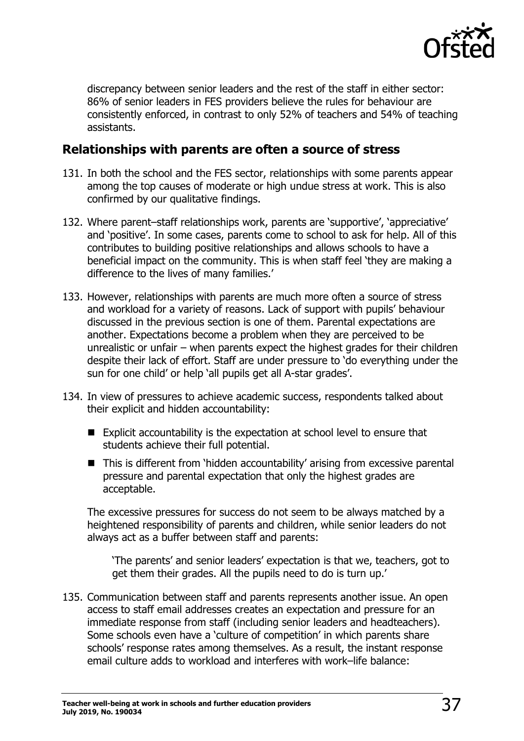discrepancy between senior leaders and the rest of the staff in either sector: 86% of senior leaders in FES providers believe the rules for behaviour are consistently enforced, in contrast to only 52% of teachers and 54% of teaching assistants.

## Relationships with parents are often a source of stress

131. In both the school and the FES sector, relationships with some parents appear among the top causes of moderate or high undue stress at work. This is also confirmed by our qualitative findings.

132. Where parent–staff relationships work, parents are 'supportive', 'appreciative' and 'positive'. In some cases, parents come to school to ask for help. All of this contributes to building positive relationships and allows schools to have a beneficial impact on the community. This is when staff feel 'they are making a difference to the lives of many families.'

133. However, relationships with parents are much more often a source of stress and workload for a variety of reasons. Lack of support with pupils' behaviour discussed in the previous section is one of them. Parental expectations are another. Expectations become a problem when they are perceived to be unrealistic or unfair – when parents expect the highest grades for their children despite their lack of effort. Staff are under pressure to 'do everything under the sun for one child' or help 'all pupils get all A-star grades'.

134. In view of pressures to achieve academic success, respondents talked about their explicit and hidden accountability:

    - Explicit accountability is the expectation at school level to ensure that students achieve their full potential.
    - This is different from 'hidden accountability' arising from excessive parental pressure and parental expectation that only the highest grades are acceptable.

    The excessive pressures for success do not seem to be always matched by a heightened responsibility of parents and children, while senior leaders do not always act as a buffer between staff and parents:

    > 'The parents' and senior leaders' expectation is that we, teachers, got to get them their grades. All the pupils need to do is turn up.'

135. Communication between staff and parents represents another issue. An open access to staff email addresses creates an expectation and pressure for an immediate response from staff (including senior leaders and headteachers). Some schools even have a 'culture of competition' in which parents share schools' response rates among themselves. As a result, the instant response email culture adds to workload and interferes with work–life balance: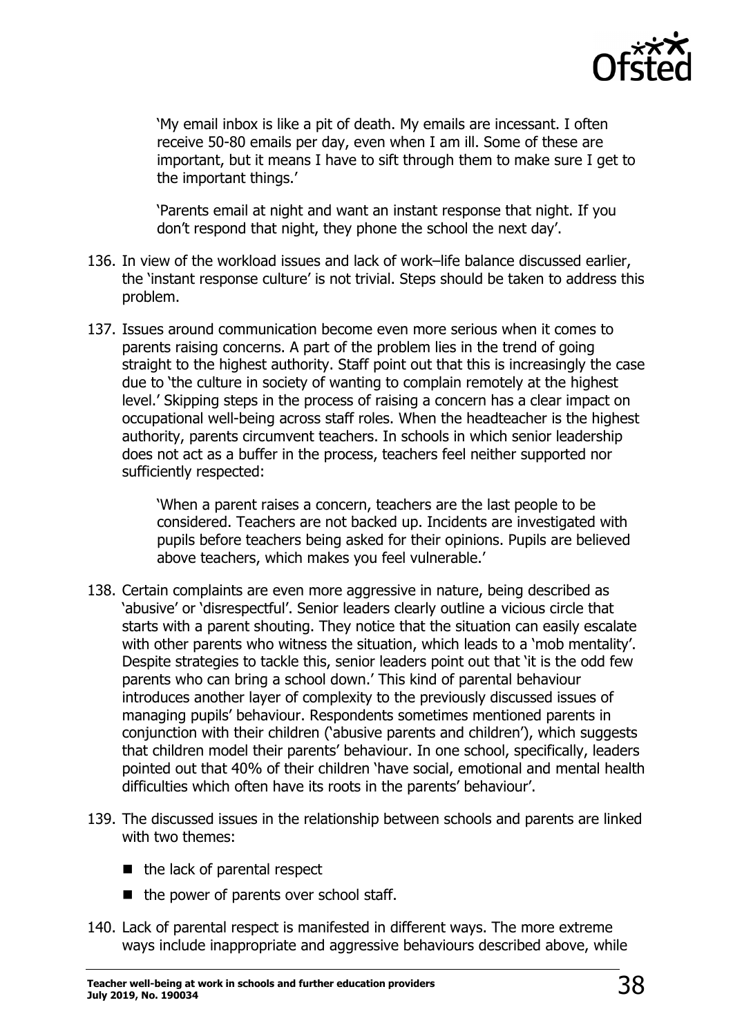> 'My email inbox is like a pit of death. My emails are incessant. I often receive 50-80 emails per day, even when I am ill. Some of these are important, but it means I have to sift through them to make sure I get to the important things.'

> 'Parents email at night and want an instant response that night. If you don't respond that night, they phone the school the next day'.

136. In view of the workload issues and lack of work–life balance discussed earlier, the 'instant response culture' is not trivial. Steps should be taken to address this problem.

137. Issues around communication become even more serious when it comes to parents raising concerns. A part of the problem lies in the trend of going straight to the highest authority. Staff point out that this is increasingly the case due to 'the culture in society of wanting to complain remotely at the highest level.' Skipping steps in the process of raising a concern has a clear impact on occupational well-being across staff roles. When the headteacher is the highest authority, parents circumvent teachers. In schools in which senior leadership does not act as a buffer in the process, teachers feel neither supported nor sufficiently respected:

> 'When a parent raises a concern, teachers are the last people to be considered. Teachers are not backed up. Incidents are investigated with pupils before teachers being asked for their opinions. Pupils are believed above teachers, which makes you feel vulnerable.'

138. Certain complaints are even more aggressive in nature, being described as 'abusive' or 'disrespectful'. Senior leaders clearly outline a vicious circle that starts with a parent shouting. They notice that the situation can easily escalate with other parents who witness the situation, which leads to a 'mob mentality'. Despite strategies to tackle this, senior leaders point out that 'it is the odd few parents who can bring a school down.' This kind of parental behaviour introduces another layer of complexity to the previously discussed issues of managing pupils' behaviour. Respondents sometimes mentioned parents in conjunction with their children ('abusive parents and children'), which suggests that children model their parents' behaviour. In one school, specifically, leaders pointed out that 40% of their children 'have social, emotional and mental health difficulties which often have its roots in the parents' behaviour'.

139. The discussed issues in the relationship between schools and parents are linked with two themes:
    - the lack of parental respect
    - the power of parents over school staff.

140. Lack of parental respect is manifested in different ways. The more extreme ways include inappropriate and aggressive behaviours described above, while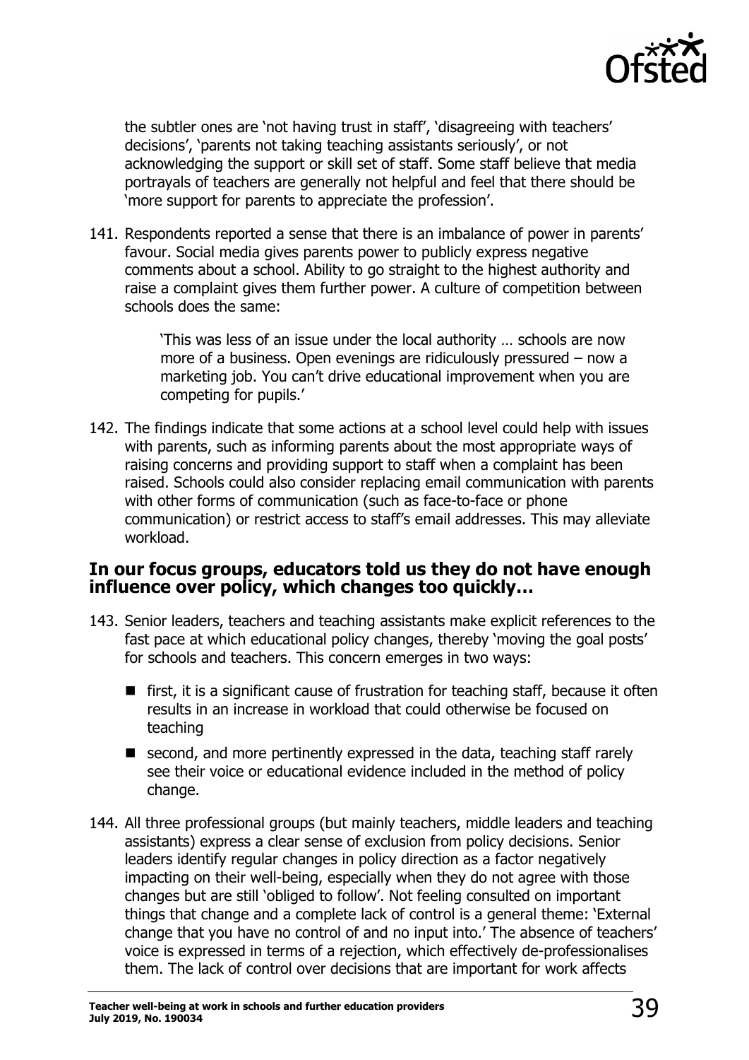the subtler ones are 'not having trust in staff', 'disagreeing with teachers' decisions', 'parents not taking teaching assistants seriously', or not acknowledging the support or skill set of staff. Some staff believe that media portrayals of teachers are generally not helpful and feel that there should be 'more support for parents to appreciate the profession'.

141. Respondents reported a sense that there is an imbalance of power in parents' favour. Social media gives parents power to publicly express negative comments about a school. Ability to go straight to the highest authority and raise a complaint gives them further power. A culture of competition between schools does the same:

> 'This was less of an issue under the local authority … schools are now more of a business. Open evenings are ridiculously pressured – now a marketing job. You can't drive educational improvement when you are competing for pupils.'

142. The findings indicate that some actions at a school level could help with issues with parents, such as informing parents about the most appropriate ways of raising concerns and providing support to staff when a complaint has been raised. Schools could also consider replacing email communication with parents with other forms of communication (such as face-to-face or phone communication) or restrict access to staff's email addresses. This may alleviate workload.

### In our focus groups, educators told us they do not have enough influence over policy, which changes too quickly…

143. Senior leaders, teachers and teaching assistants make explicit references to the fast pace at which educational policy changes, thereby 'moving the goal posts' for schools and teachers. This concern emerges in two ways:

    - first, it is a significant cause of frustration for teaching staff, because it often results in an increase in workload that could otherwise be focused on teaching
    - second, and more pertinently expressed in the data, teaching staff rarely see their voice or educational evidence included in the method of policy change.

144. All three professional groups (but mainly teachers, middle leaders and teaching assistants) express a clear sense of exclusion from policy decisions. Senior leaders identify regular changes in policy direction as a factor negatively impacting on their well-being, especially when they do not agree with those changes but are still 'obliged to follow'. Not feeling consulted on important things that change and a complete lack of control is a general theme: 'External change that you have no control of and no input into.' The absence of teachers' voice is expressed in terms of a rejection, which effectively de-professionalises them. The lack of control over decisions that are important for work affects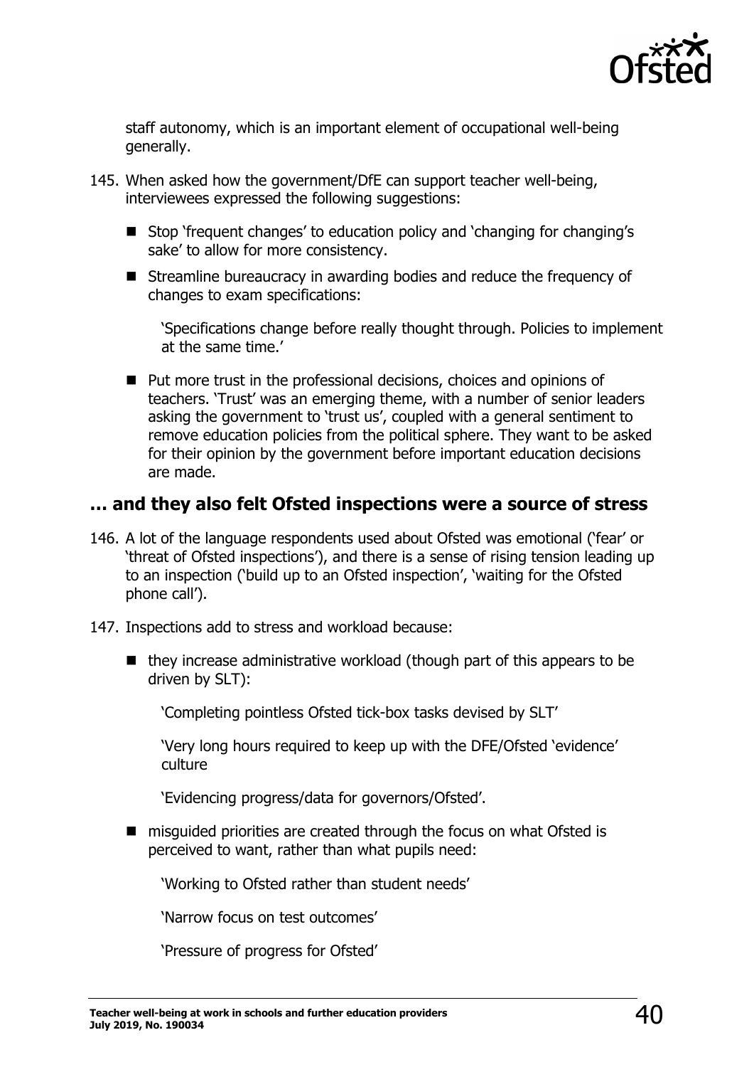staff autonomy, which is an important element of occupational well-being generally.

145. When asked how the government/DfE can support teacher well-being, interviewees expressed the following suggestions:

    - Stop 'frequent changes' to education policy and 'changing for changing's sake' to allow for more consistency.
    - Streamline bureaucracy in awarding bodies and reduce the frequency of changes to exam specifications:

      'Specifications change before really thought through. Policies to implement at the same time.'

    - Put more trust in the professional decisions, choices and opinions of teachers. 'Trust' was an emerging theme, with a number of senior leaders asking the government to 'trust us', coupled with a general sentiment to remove education policies from the political sphere. They want to be asked for their opinion by the government before important education decisions are made.

## … and they also felt Ofsted inspections were a source of stress

146. A lot of the language respondents used about Ofsted was emotional ('fear' or 'threat of Ofsted inspections'), and there is a sense of rising tension leading up to an inspection ('build up to an Ofsted inspection', 'waiting for the Ofsted phone call').

147. Inspections add to stress and workload because:

    - they increase administrative workload (though part of this appears to be driven by SLT):

      'Completing pointless Ofsted tick-box tasks devised by SLT'

      'Very long hours required to keep up with the DFE/Ofsted 'evidence' culture

      'Evidencing progress/data for governors/Ofsted'.

    - misguided priorities are created through the focus on what Ofsted is perceived to want, rather than what pupils need:

      'Working to Ofsted rather than student needs'

      'Narrow focus on test outcomes'

      'Pressure of progress for Ofsted'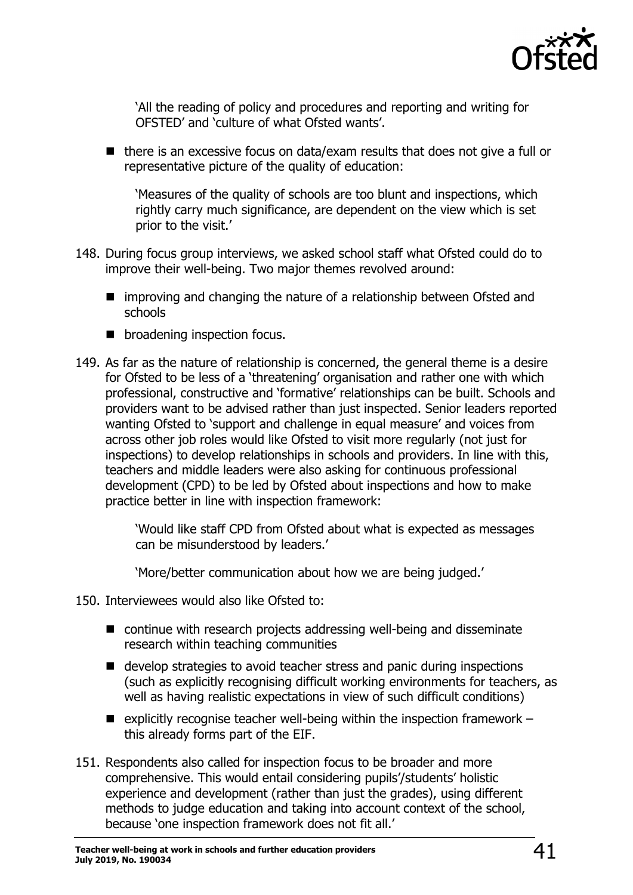> 'All the reading of policy and procedures and reporting and writing for OFSTED' and 'culture of what Ofsted wants'.

- there is an excessive focus on data/exam results that does not give a full or representative picture of the quality of education:

> 'Measures of the quality of schools are too blunt and inspections, which rightly carry much significance, are dependent on the view which is set prior to the visit.'

148. During focus group interviews, we asked school staff what Ofsted could do to improve their well-being. Two major themes revolved around:
    - improving and changing the nature of a relationship between Ofsted and schools
    - broadening inspection focus.

149. As far as the nature of relationship is concerned, the general theme is a desire for Ofsted to be less of a 'threatening' organisation and rather one with which professional, constructive and 'formative' relationships can be built. Schools and providers want to be advised rather than just inspected. Senior leaders reported wanting Ofsted to 'support and challenge in equal measure' and voices from across other job roles would like Ofsted to visit more regularly (not just for inspections) to develop relationships in schools and providers. In line with this, teachers and middle leaders were also asking for continuous professional development (CPD) to be led by Ofsted about inspections and how to make practice better in line with inspection framework:

    > 'Would like staff CPD from Ofsted about what is expected as messages can be misunderstood by leaders.'

    > 'More/better communication about how we are being judged.'

150. Interviewees would also like Ofsted to:
    - continue with research projects addressing well-being and disseminate research within teaching communities
    - develop strategies to avoid teacher stress and panic during inspections (such as explicitly recognising difficult working environments for teachers, as well as having realistic expectations in view of such difficult conditions)
    - explicitly recognise teacher well-being within the inspection framework – this already forms part of the EIF.

151. Respondents also called for inspection focus to be broader and more comprehensive. This would entail considering pupils'/students' holistic experience and development (rather than just the grades), using different methods to judge education and taking into account context of the school, because 'one inspection framework does not fit all.'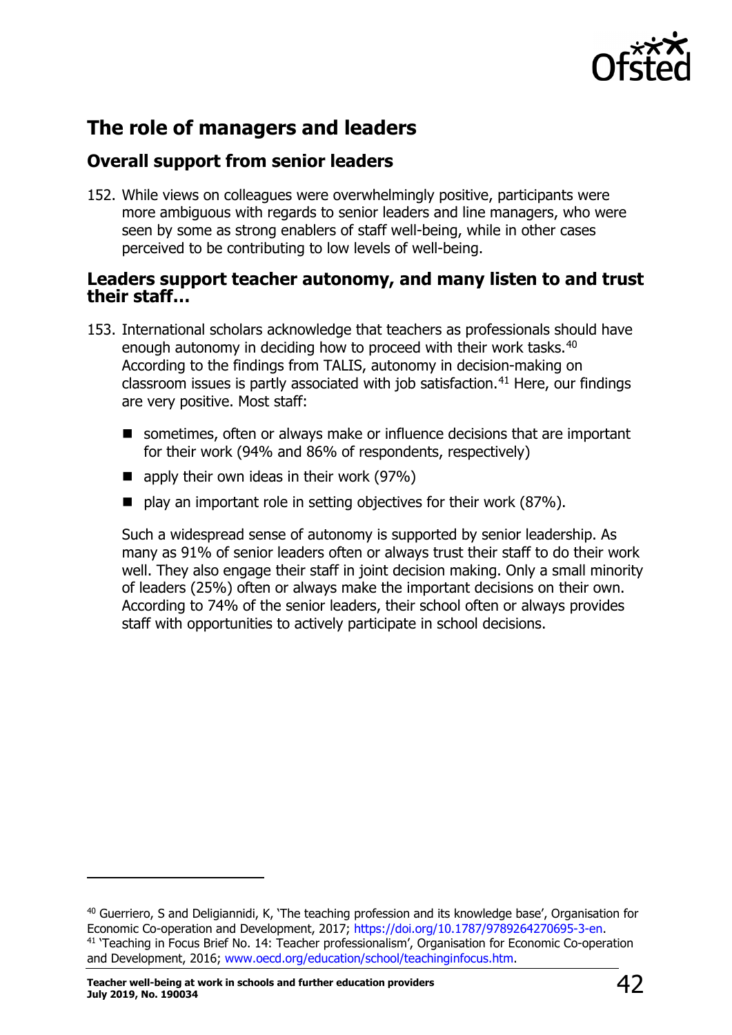## The role of managers and leaders

### Overall support from senior leaders

152. While views on colleagues were overwhelmingly positive, participants were more ambiguous with regards to senior leaders and line managers, who were seen by some as strong enablers of staff well-being, while in other cases perceived to be contributing to low levels of well-being.

### Leaders support teacher autonomy, and many listen to and trust their staff…

153. International scholars acknowledge that teachers as professionals should have enough autonomy in deciding how to proceed with their work tasks.[40] According to the findings from TALIS, autonomy in decision-making on classroom issues is partly associated with job satisfaction.[41] Here, our findings are very positive. Most staff:

- sometimes, often or always make or influence decisions that are important for their work (94% and 86% of respondents, respectively)
- apply their own ideas in their work (97%)
- play an important role in setting objectives for their work (87%).

Such a widespread sense of autonomy is supported by senior leadership. As many as 91% of senior leaders often or always trust their staff to do their work well. They also engage their staff in joint decision making. Only a small minority of leaders (25%) often or always make the important decisions on their own. According to 74% of the senior leaders, their school often or always provides staff with opportunities to actively participate in school decisions.

---

[40] Guerriero, S and Deligiannidi, K, 'The teaching profession and its knowledge base', Organisation for Economic Co-operation and Development, 2017; https://doi.org/10.1787/9789264270695-3-en.

[41] 'Teaching in Focus Brief No. 14: Teacher professionalism', Organisation for Economic Co-operation and Development, 2016; www.oecd.org/education/school/teachinginfocus.htm.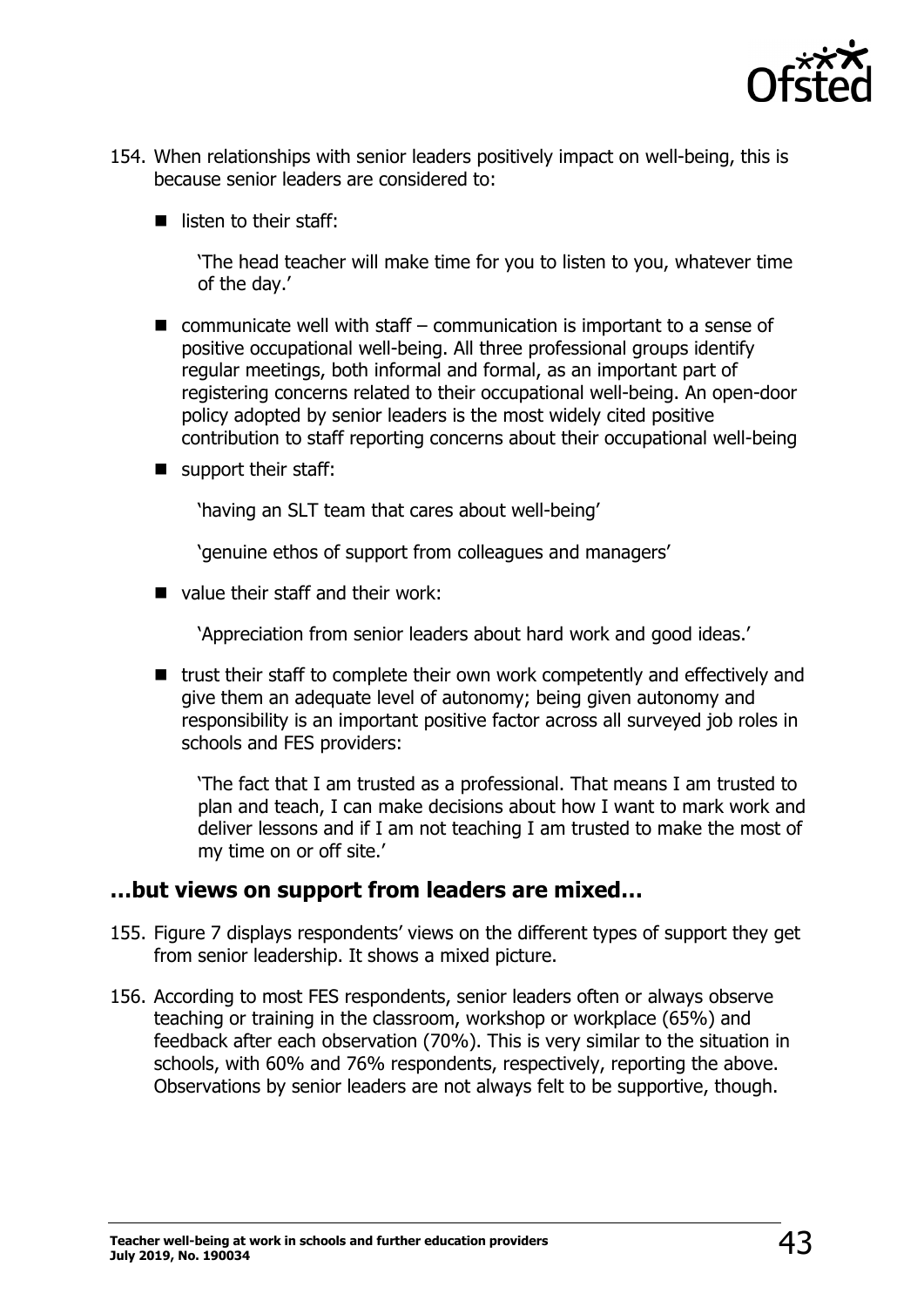154. When relationships with senior leaders positively impact on well-being, this is because senior leaders are considered to:

- listen to their staff:

  'The head teacher will make time for you to listen to you, whatever time of the day.'

- communicate well with staff – communication is important to a sense of positive occupational well-being. All three professional groups identify regular meetings, both informal and formal, as an important part of registering concerns related to their occupational well-being. An open-door policy adopted by senior leaders is the most widely cited positive contribution to staff reporting concerns about their occupational well-being

- support their staff:

  'having an SLT team that cares about well-being'

  'genuine ethos of support from colleagues and managers'

- value their staff and their work:

  'Appreciation from senior leaders about hard work and good ideas.'

- trust their staff to complete their own work competently and effectively and give them an adequate level of autonomy; being given autonomy and responsibility is an important positive factor across all surveyed job roles in schools and FES providers:

  'The fact that I am trusted as a professional. That means I am trusted to plan and teach, I can make decisions about how I want to mark work and deliver lessons and if I am not teaching I am trusted to make the most of my time on or off site.'

## …but views on support from leaders are mixed…

155. Figure 7 displays respondents' views on the different types of support they get from senior leadership. It shows a mixed picture.

156. According to most FES respondents, senior leaders often or always observe teaching or training in the classroom, workshop or workplace (65%) and feedback after each observation (70%). This is very similar to the situation in schools, with 60% and 76% respondents, respectively, reporting the above. Observations by senior leaders are not always felt to be supportive, though.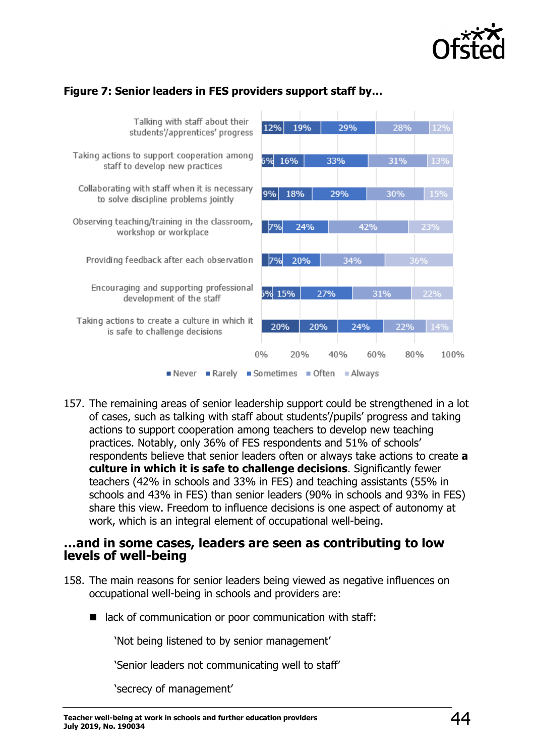**Figure 7: Senior leaders in FES providers support staff by…**

| | Never | Rarely | Sometimes | Often | Always |
|---|---|---|---|---|---|
| Talking with staff about their students'/apprentices' progress | 12% | 19% | 29% | 28% | 12% |
| Taking actions to support cooperation among staff to develop new practices | 6% | 16% | 33% | 31% | 13% |
| Collaborating with staff when it is necessary to solve discipline problems jointly | 9% | 18% | 29% | 30% | 15% |
| Observing teaching/training in the classroom, workshop or workplace | | 7% | 24% | 42% | 23% |
| Providing feedback after each observation | | 7% | 20% | 34% | 36% |
| Encouraging and supporting professional development of the staff | 6% | 15% | 27% | 31% | 22% |
| Taking actions to create a culture in which it is safe to challenge decisions | 20% | 20% | 24% | 22% | 14% |

157. The remaining areas of senior leadership support could be strengthened in a lot of cases, such as talking with staff about students'/pupils' progress and taking actions to support cooperation among teachers to develop new teaching practices. Notably, only 36% of FES respondents and 51% of schools' respondents believe that senior leaders often or always take actions to create **a culture in which it is safe to challenge decisions**. Significantly fewer teachers (42% in schools and 33% in FES) and teaching assistants (55% in schools and 43% in FES) than senior leaders (90% in schools and 93% in FES) share this view. Freedom to influence decisions is one aspect of autonomy at work, which is an integral element of occupational well-being.

## …and in some cases, leaders are seen as contributing to low levels of well-being

158. The main reasons for senior leaders being viewed as negative influences on occupational well-being in schools and providers are:

- lack of communication or poor communication with staff:

  'Not being listened to by senior management'

  'Senior leaders not communicating well to staff'

  'secrecy of management'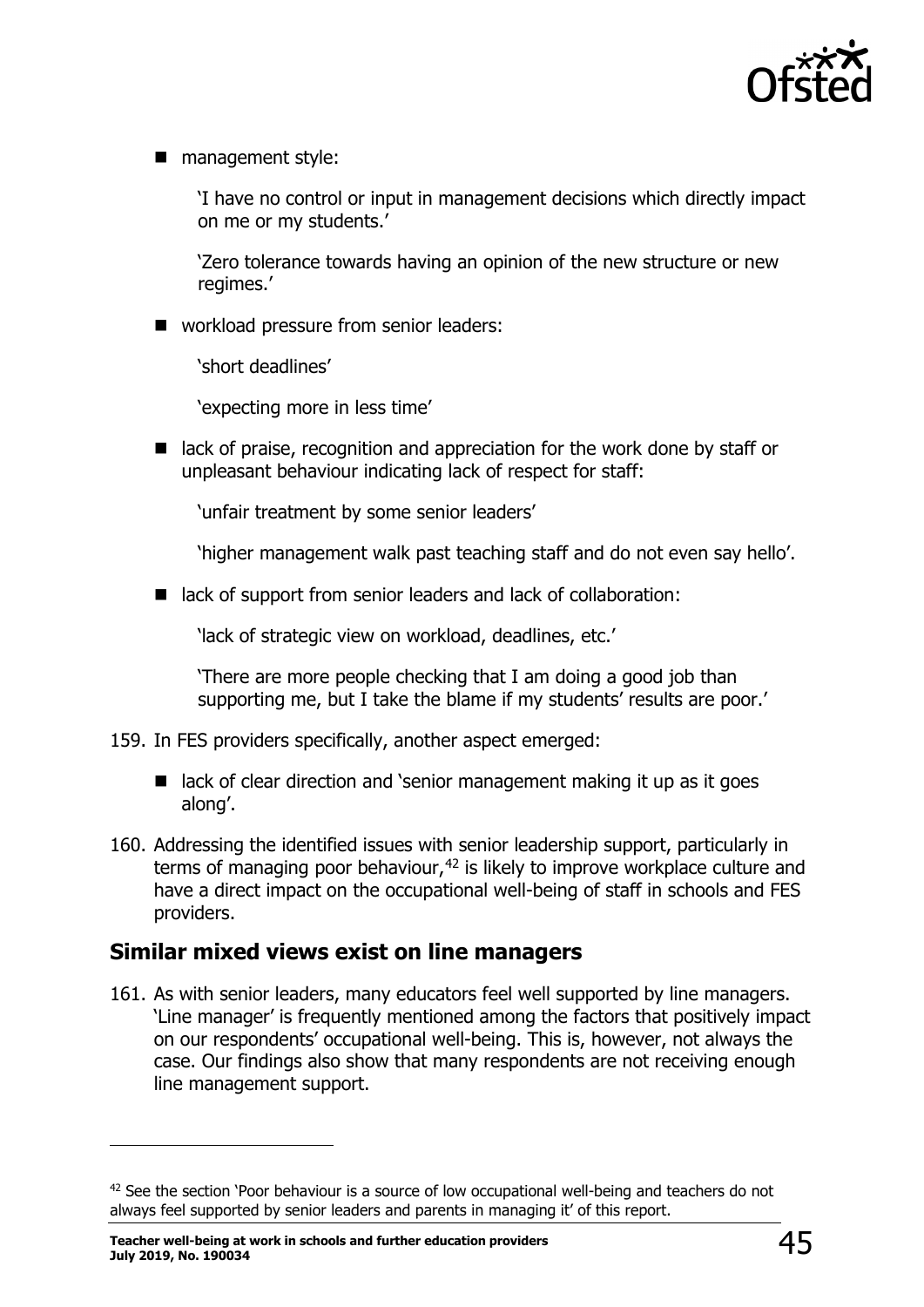- management style:

  'I have no control or input in management decisions which directly impact on me or my students.'

  'Zero tolerance towards having an opinion of the new structure or new regimes.'

- workload pressure from senior leaders:

  'short deadlines'

  'expecting more in less time'

- lack of praise, recognition and appreciation for the work done by staff or unpleasant behaviour indicating lack of respect for staff:

  'unfair treatment by some senior leaders'

  'higher management walk past teaching staff and do not even say hello'.

- lack of support from senior leaders and lack of collaboration:

  'lack of strategic view on workload, deadlines, etc.'

  'There are more people checking that I am doing a good job than supporting me, but I take the blame if my students' results are poor.'

159. In FES providers specifically, another aspect emerged:

  - lack of clear direction and 'senior management making it up as it goes along'.

160. Addressing the identified issues with senior leadership support, particularly in terms of managing poor behaviour,[42] is likely to improve workplace culture and have a direct impact on the occupational well-being of staff in schools and FES providers.

## Similar mixed views exist on line managers

161. As with senior leaders, many educators feel well supported by line managers. 'Line manager' is frequently mentioned among the factors that positively impact on our respondents' occupational well-being. This is, however, not always the case. Our findings also show that many respondents are not receiving enough line management support.

[42] See the section 'Poor behaviour is a source of low occupational well-being and teachers do not always feel supported by senior leaders and parents in managing it' of this report.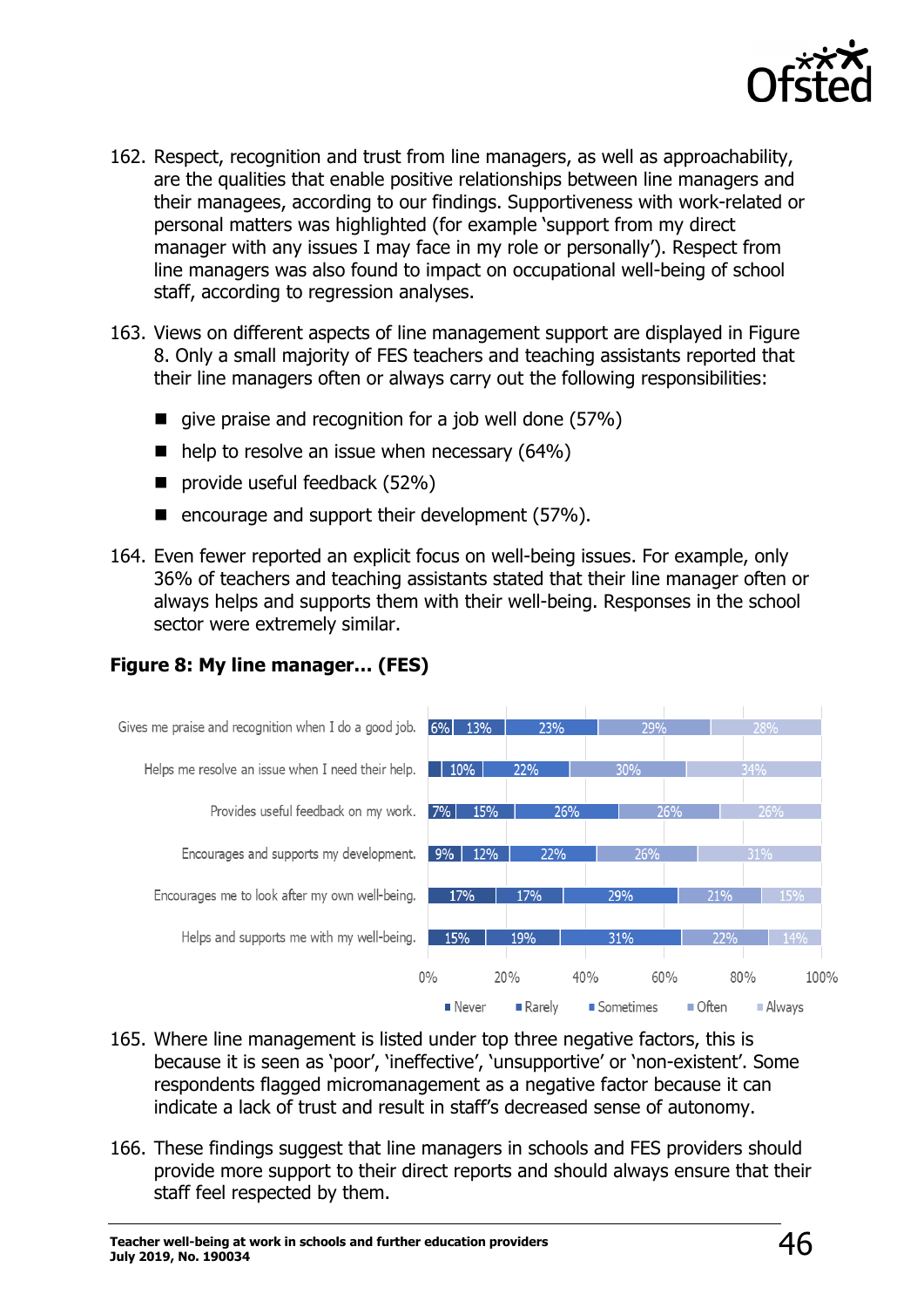162. Respect, recognition and trust from line managers, as well as approachability, are the qualities that enable positive relationships between line managers and their managees, according to our findings. Supportiveness with work-related or personal matters was highlighted (for example 'support from my direct manager with any issues I may face in my role or personally'). Respect from line managers was also found to impact on occupational well-being of school staff, according to regression analyses.

163. Views on different aspects of line management support are displayed in Figure 8. Only a small majority of FES teachers and teaching assistants reported that their line managers often or always carry out the following responsibilities:

- give praise and recognition for a job well done (57%)
- help to resolve an issue when necessary (64%)
- provide useful feedback (52%)
- encourage and support their development (57%).

164. Even fewer reported an explicit focus on well-being issues. For example, only 36% of teachers and teaching assistants stated that their line manager often or always helps and supports them with their well-being. Responses in the school sector were extremely similar.

**Figure 8: My line manager… (FES)**

| | Never | Rarely | Sometimes | Often | Always |
|---|---|---|---|---|---|
| Gives me praise and recognition when I do a good job. | 6% | 13% | 23% | 29% | 28% |
| Helps me resolve an issue when I need their help. | | 10% | 22% | 30% | 34% |
| Provides useful feedback on my work. | 7% | 15% | 26% | 26% | 26% |
| Encourages and supports my development. | 9% | 12% | 22% | 26% | 31% |
| Encourages me to look after my own well-being. | 17% | 17% | 29% | 21% | 15% |
| Helps and supports me with my well-being. | 15% | 19% | 31% | 22% | 14% |

165. Where line management is listed under top three negative factors, this is because it is seen as 'poor', 'ineffective', 'unsupportive' or 'non-existent'. Some respondents flagged micromanagement as a negative factor because it can indicate a lack of trust and result in staff's decreased sense of autonomy.

166. These findings suggest that line managers in schools and FES providers should provide more support to their direct reports and should always ensure that their staff feel respected by them.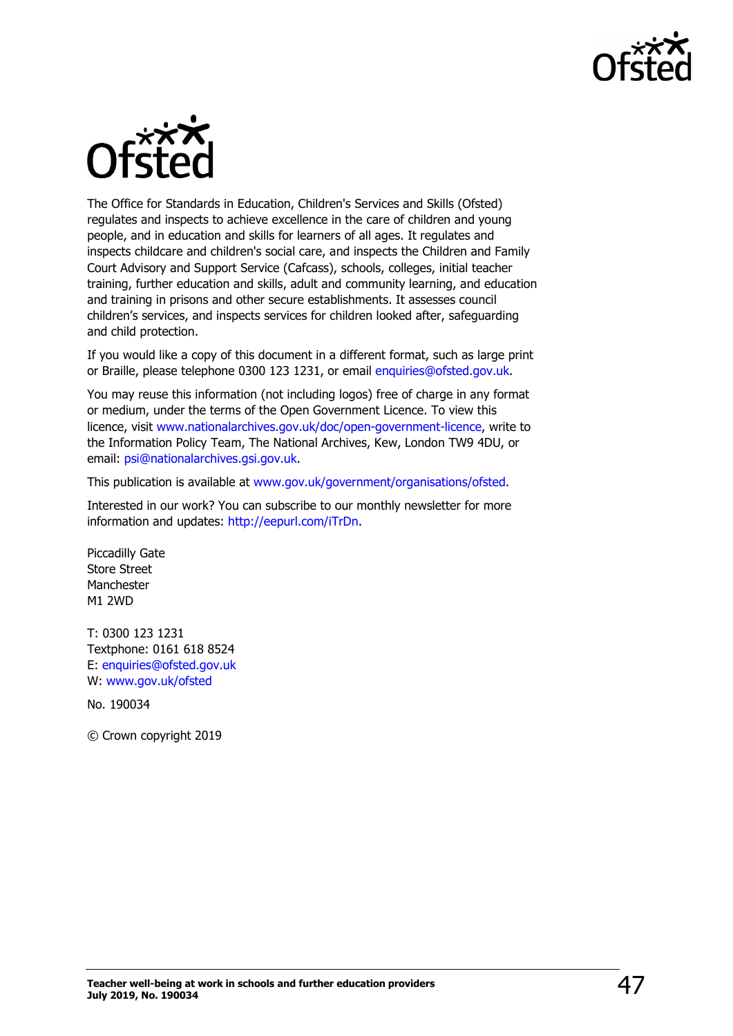The Office for Standards in Education, Children's Services and Skills (Ofsted) regulates and inspects to achieve excellence in the care of children and young people, and in education and skills for learners of all ages. It regulates and inspects childcare and children's social care, and inspects the Children and Family Court Advisory and Support Service (Cafcass), schools, colleges, initial teacher training, further education and skills, adult and community learning, and education and training in prisons and other secure establishments. It assesses council children's services, and inspects services for children looked after, safeguarding and child protection.

If you would like a copy of this document in a different format, such as large print or Braille, please telephone 0300 123 1231, or email enquiries@ofsted.gov.uk.

You may reuse this information (not including logos) free of charge in any format or medium, under the terms of the Open Government Licence. To view this licence, visit www.nationalarchives.gov.uk/doc/open-government-licence, write to the Information Policy Team, The National Archives, Kew, London TW9 4DU, or email: psi@nationalarchives.gsi.gov.uk.

This publication is available at www.gov.uk/government/organisations/ofsted.

Interested in our work? You can subscribe to our monthly newsletter for more information and updates: http://eepurl.com/iTrDn.

Piccadilly Gate
Store Street
Manchester
M1 2WD

T: 0300 123 1231
Textphone: 0161 618 8524
E: enquiries@ofsted.gov.uk
W: www.gov.uk/ofsted

No. 190034

© Crown copyright 2019